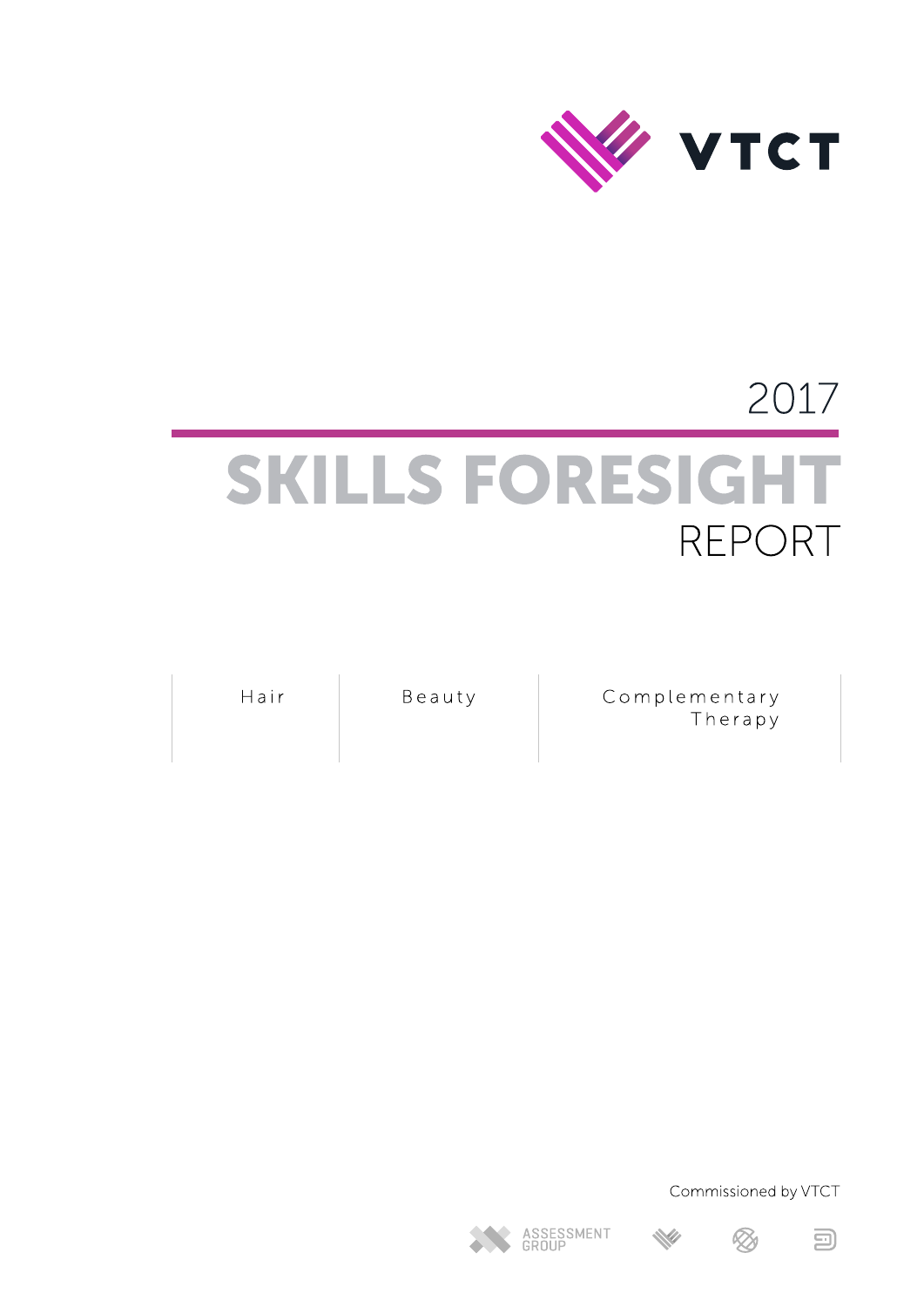VTCT

2017

# SKILLS FORESIGHT

REPORT

| Hair | Beauty | Complementary Therapy |
|---|---|---|

Commissioned by VTCT

ASSESSMENT GROUP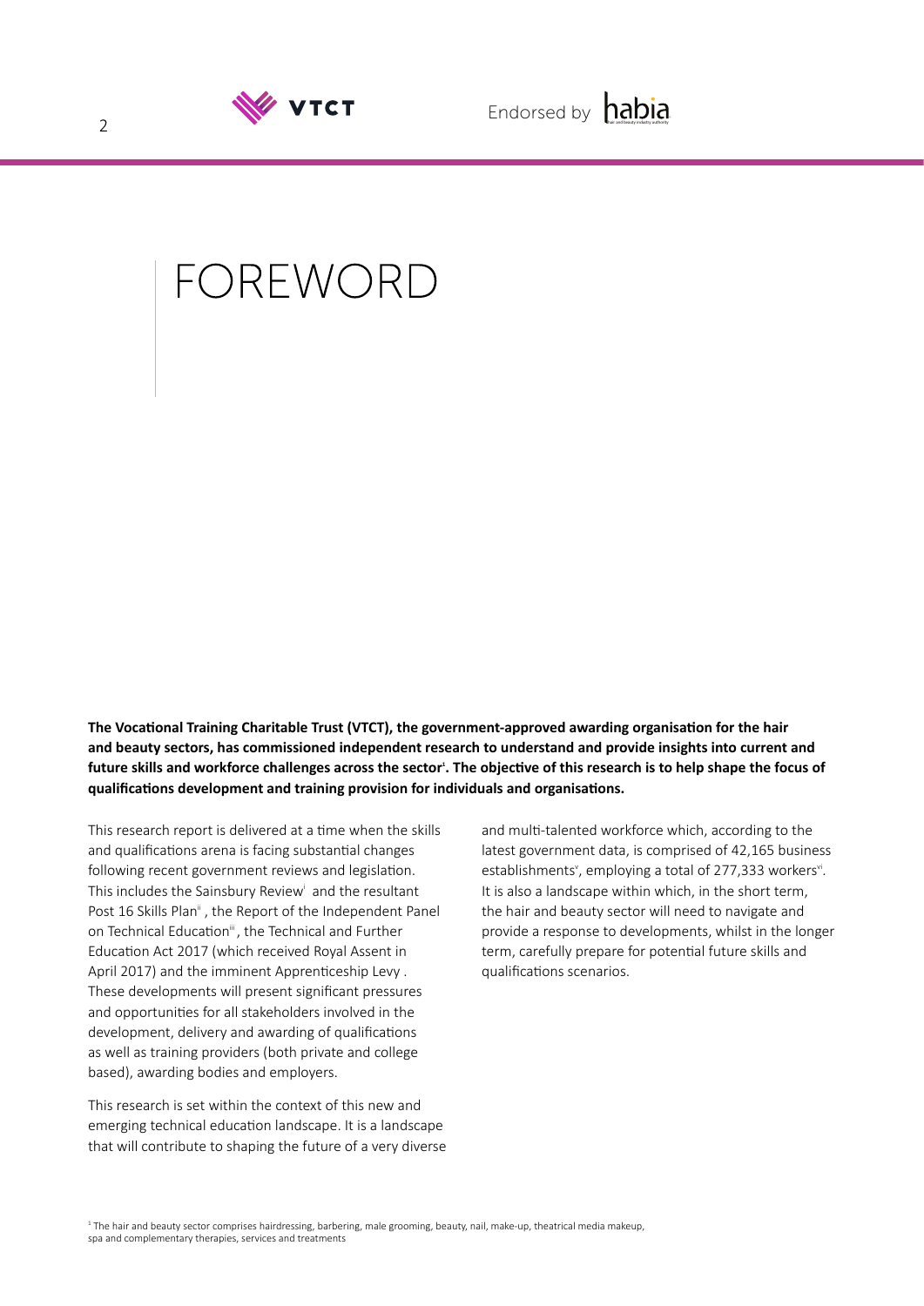# FOREWORD

**The Vocational Training Charitable Trust (VTCT), the government-approved awarding organisation for the hair and beauty sectors, has commissioned independent research to understand and provide insights into current and future skills and workforce challenges across the sector[1]. The objective of this research is to help shape the focus of qualifications development and training provision for individuals and organisations.**

This research report is delivered at a time when the skills and qualifications arena is facing substantial changes following recent government reviews and legislation. This includes the Sainsbury Review[i] and the resultant Post 16 Skills Plan[ii], the Report of the Independent Panel on Technical Education[iii], the Technical and Further Education Act 2017 (which received Royal Assent in April 2017) and the imminent Apprenticeship Levy. These developments will present significant pressures and opportunities for all stakeholders involved in the development, delivery and awarding of qualifications as well as training providers (both private and college based), awarding bodies and employers.

This research is set within the context of this new and emerging technical education landscape. It is a landscape that will contribute to shaping the future of a very diverse and multi-talented workforce which, according to the latest government data, is comprised of 42,165 business establishments[v], employing a total of 277,333 workers[vi]. It is also a landscape within which, in the short term, the hair and beauty sector will need to navigate and provide a response to developments, whilst in the longer term, carefully prepare for potential future skills and qualifications scenarios.

[1] The hair and beauty sector comprises hairdressing, barbering, male grooming, beauty, nail, make-up, theatrical media makeup, spa and complementary therapies, services and treatments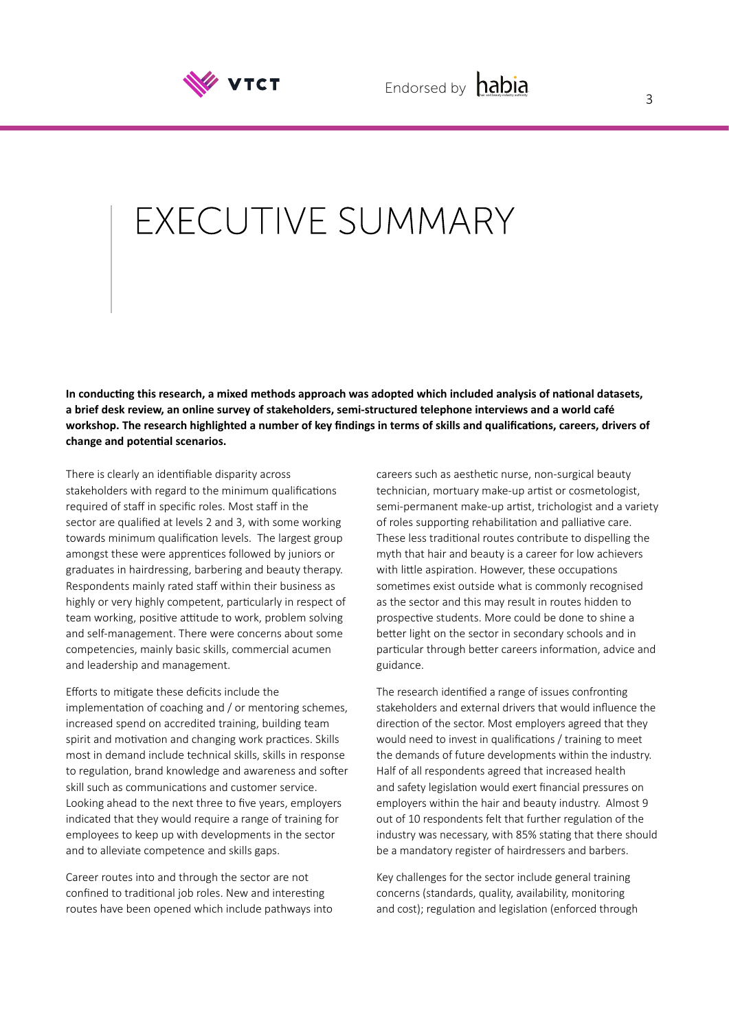# EXECUTIVE SUMMARY

**In conducting this research, a mixed methods approach was adopted which included analysis of national datasets, a brief desk review, an online survey of stakeholders, semi-structured telephone interviews and a world café workshop. The research highlighted a number of key findings in terms of skills and qualifications, careers, drivers of change and potential scenarios.**

There is clearly an identifiable disparity across stakeholders with regard to the minimum qualifications required of staff in specific roles. Most staff in the sector are qualified at levels 2 and 3, with some working towards minimum qualification levels. The largest group amongst these were apprentices followed by juniors or graduates in hairdressing, barbering and beauty therapy. Respondents mainly rated staff within their business as highly or very highly competent, particularly in respect of team working, positive attitude to work, problem solving and self-management. There were concerns about some competencies, mainly basic skills, commercial acumen and leadership and management.

Efforts to mitigate these deficits include the implementation of coaching and / or mentoring schemes, increased spend on accredited training, building team spirit and motivation and changing work practices. Skills most in demand include technical skills, skills in response to regulation, brand knowledge and awareness and softer skill such as communications and customer service. Looking ahead to the next three to five years, employers indicated that they would require a range of training for employees to keep up with developments in the sector and to alleviate competence and skills gaps.

Career routes into and through the sector are not confined to traditional job roles. New and interesting routes have been opened which include pathways into careers such as aesthetic nurse, non-surgical beauty technician, mortuary make-up artist or cosmetologist, semi-permanent make-up artist, trichologist and a variety of roles supporting rehabilitation and palliative care. These less traditional routes contribute to dispelling the myth that hair and beauty is a career for low achievers with little aspiration. However, these occupations sometimes exist outside what is commonly recognised as the sector and this may result in routes hidden to prospective students. More could be done to shine a better light on the sector in secondary schools and in particular through better careers information, advice and guidance.

The research identified a range of issues confronting stakeholders and external drivers that would influence the direction of the sector. Most employers agreed that they would need to invest in qualifications / training to meet the demands of future developments within the industry. Half of all respondents agreed that increased health and safety legislation would exert financial pressures on employers within the hair and beauty industry. Almost 9 out of 10 respondents felt that further regulation of the industry was necessary, with 85% stating that there should be a mandatory register of hairdressers and barbers.

Key challenges for the sector include general training concerns (standards, quality, availability, monitoring and cost); regulation and legislation (enforced through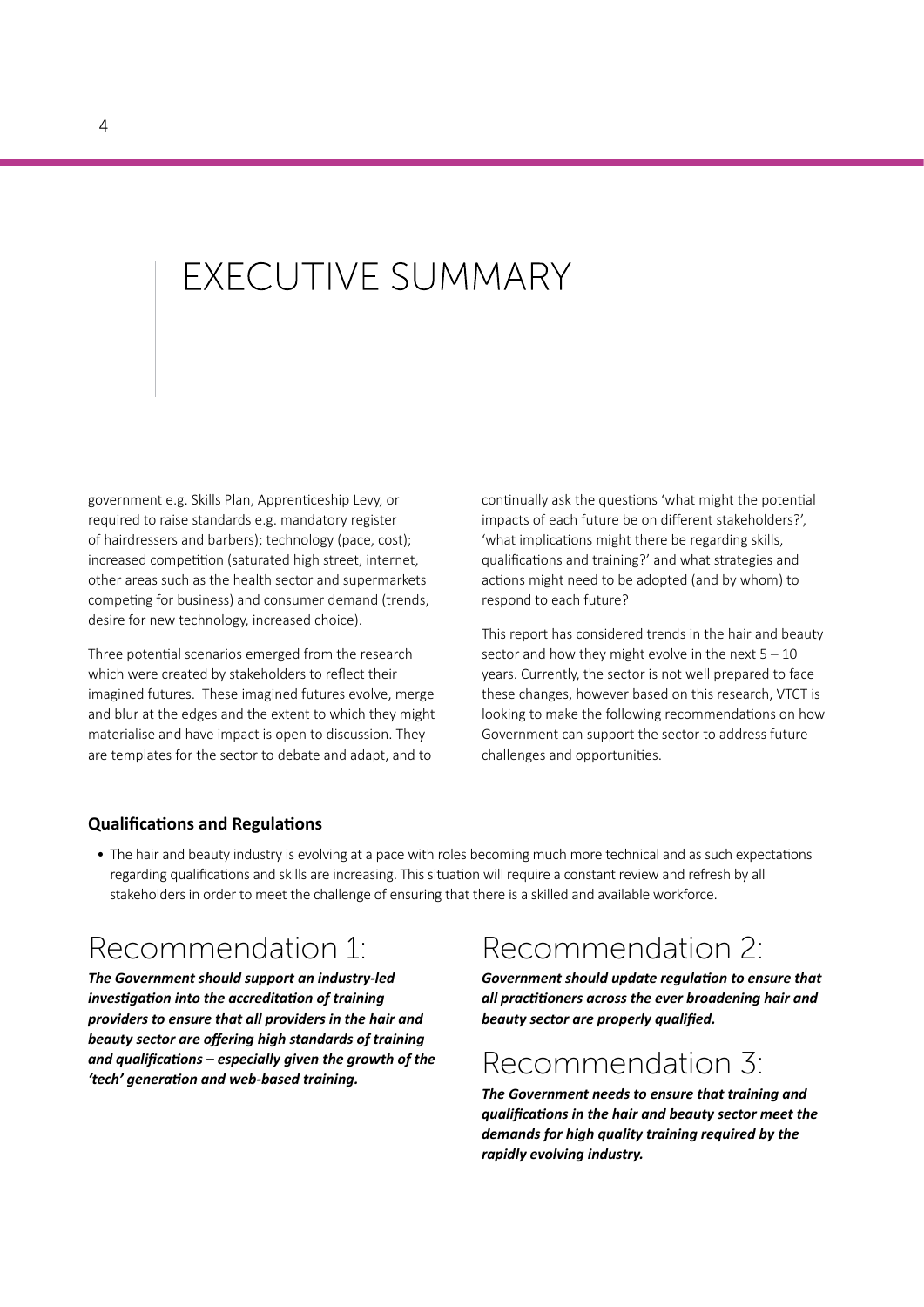# EXECUTIVE SUMMARY

government e.g. Skills Plan, Apprenticeship Levy, or required to raise standards e.g. mandatory register of hairdressers and barbers); technology (pace, cost); increased competition (saturated high street, internet, other areas such as the health sector and supermarkets competing for business) and consumer demand (trends, desire for new technology, increased choice).

Three potential scenarios emerged from the research which were created by stakeholders to reflect their imagined futures. These imagined futures evolve, merge and blur at the edges and the extent to which they might materialise and have impact is open to discussion. They are templates for the sector to debate and adapt, and to continually ask the questions 'what might the potential impacts of each future be on different stakeholders?', 'what implications might there be regarding skills, qualifications and training?' and what strategies and actions might need to be adopted (and by whom) to respond to each future?

This report has considered trends in the hair and beauty sector and how they might evolve in the next 5 – 10 years. Currently, the sector is not well prepared to face these changes, however based on this research, VTCT is looking to make the following recommendations on how Government can support the sector to address future challenges and opportunities.

### Qualifications and Regulations

- The hair and beauty industry is evolving at a pace with roles becoming much more technical and as such expectations regarding qualifications and skills are increasing. This situation will require a constant review and refresh by all stakeholders in order to meet the challenge of ensuring that there is a skilled and available workforce.

## Recommendation 1:

***The Government should support an industry-led investigation into the accreditation of training providers to ensure that all providers in the hair and beauty sector are offering high standards of training and qualifications – especially given the growth of the 'tech' generation and web-based training.***

## Recommendation 2:

***Government should update regulation to ensure that all practitioners across the ever broadening hair and beauty sector are properly qualified.***

## Recommendation 3:

***The Government needs to ensure that training and qualifications in the hair and beauty sector meet the demands for high quality training required by the rapidly evolving industry.***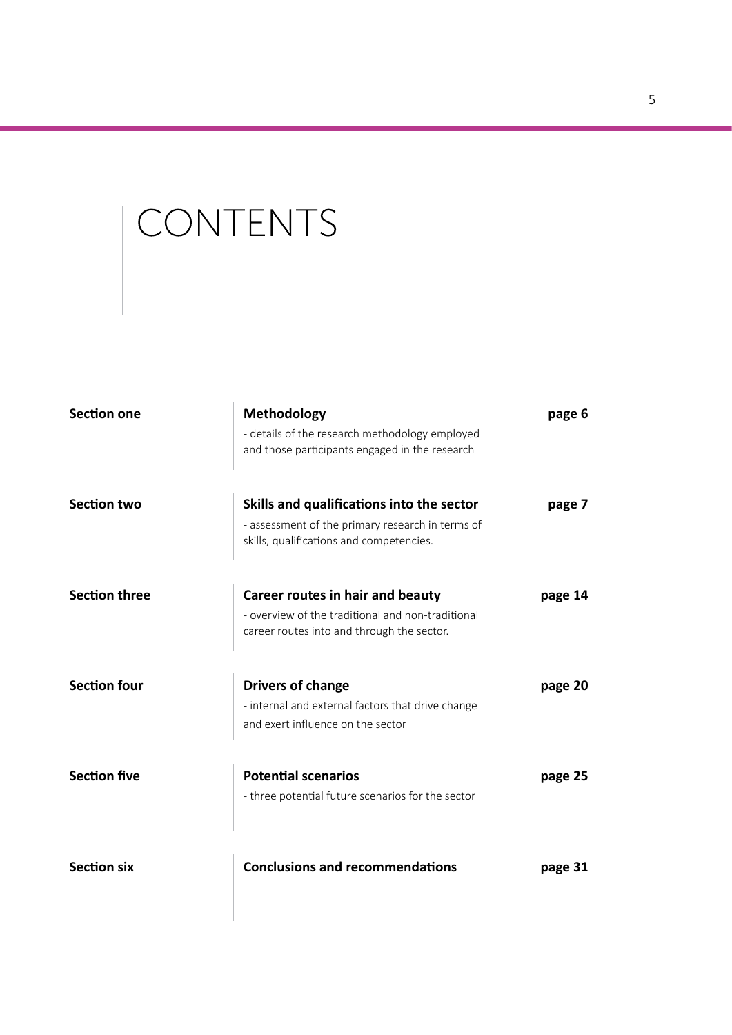# CONTENTS

| | | |
|---|---|---|
| **Section one** | **Methodology**<br>- details of the research methodology employed and those participants engaged in the research | **page 6** |
| **Section two** | **Skills and qualifications into the sector**<br>- assessment of the primary research in terms of skills, qualifications and competencies. | **page 7** |
| **Section three** | **Career routes in hair and beauty**<br>- overview of the traditional and non-traditional career routes into and through the sector. | **page 14** |
| **Section four** | **Drivers of change**<br>- internal and external factors that drive change and exert influence on the sector | **page 20** |
| **Section five** | **Potential scenarios**<br>- three potential future scenarios for the sector | **page 25** |
| **Section six** | **Conclusions and recommendations** | **page 31** |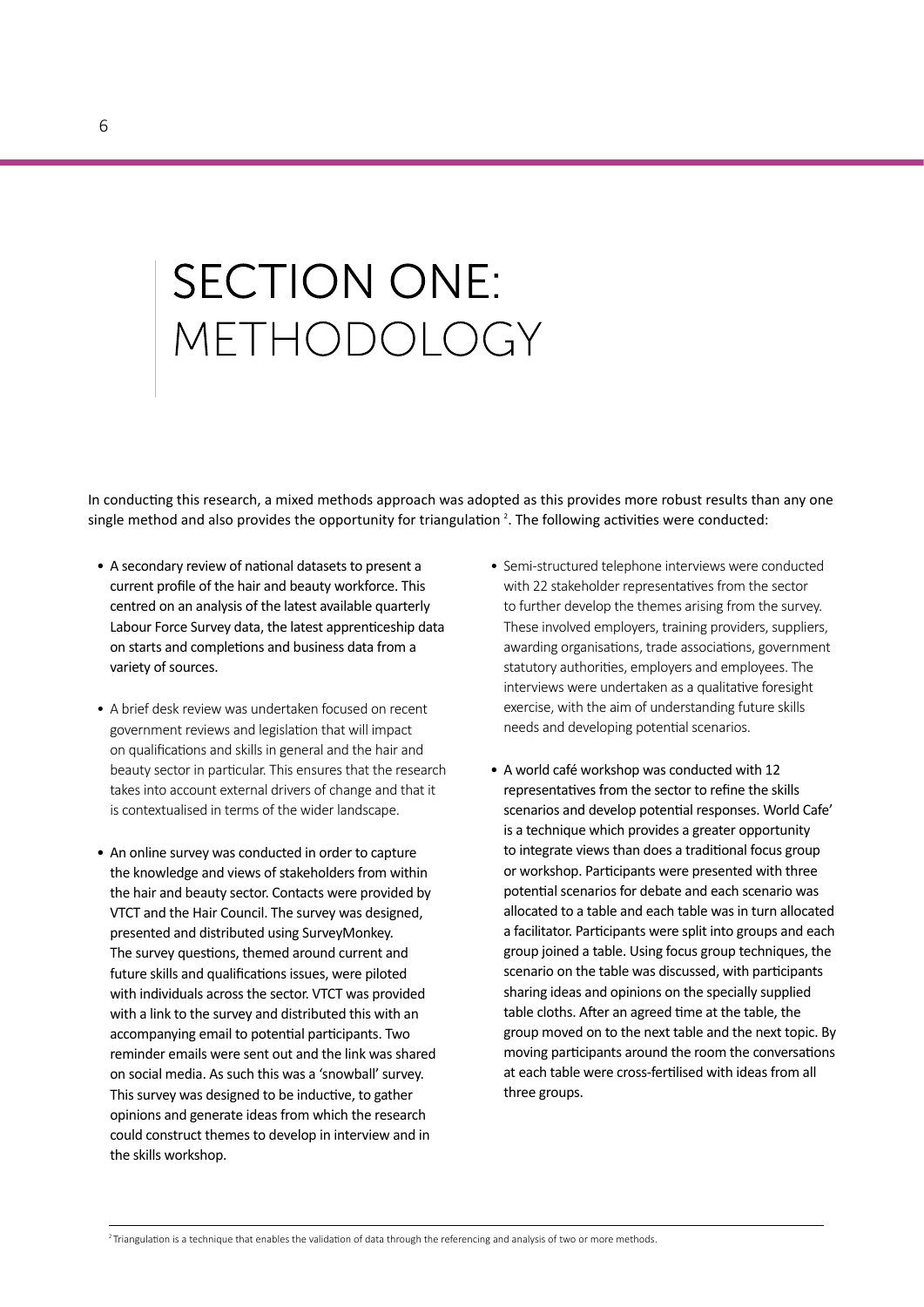# SECTION ONE: METHODOLOGY

In conducting this research, a mixed methods approach was adopted as this provides more robust results than any one single method and also provides the opportunity for triangulation [2]. The following activities were conducted:

- A secondary review of national datasets to present a current profile of the hair and beauty workforce. This centred on an analysis of the latest available quarterly Labour Force Survey data, the latest apprenticeship data on starts and completions and business data from a variety of sources.
- A brief desk review was undertaken focused on recent government reviews and legislation that will impact on qualifications and skills in general and the hair and beauty sector in particular. This ensures that the research takes into account external drivers of change and that it is contextualised in terms of the wider landscape.
- An online survey was conducted in order to capture the knowledge and views of stakeholders from within the hair and beauty sector. Contacts were provided by VTCT and the Hair Council. The survey was designed, presented and distributed using SurveyMonkey. The survey questions, themed around current and future skills and qualifications issues, were piloted with individuals across the sector. VTCT was provided with a link to the survey and distributed this with an accompanying email to potential participants. Two reminder emails were sent out and the link was shared on social media. As such this was a 'snowball' survey. This survey was designed to be inductive, to gather opinions and generate ideas from which the research could construct themes to develop in interview and in the skills workshop.
- Semi-structured telephone interviews were conducted with 22 stakeholder representatives from the sector to further develop the themes arising from the survey. These involved employers, training providers, suppliers, awarding organisations, trade associations, government statutory authorities, employers and employees. The interviews were undertaken as a qualitative foresight exercise, with the aim of understanding future skills needs and developing potential scenarios.
- A world café workshop was conducted with 12 representatives from the sector to refine the skills scenarios and develop potential responses. World Cafe' is a technique which provides a greater opportunity to integrate views than does a traditional focus group or workshop. Participants were presented with three potential scenarios for debate and each scenario was allocated to a table and each table was in turn allocated a facilitator. Participants were split into groups and each group joined a table. Using focus group techniques, the scenario on the table was discussed, with participants sharing ideas and opinions on the specially supplied table cloths. After an agreed time at the table, the group moved on to the next table and the next topic. By moving participants around the room the conversations at each table were cross-fertilised with ideas from all three groups.

[2] Triangulation is a technique that enables the validation of data through the referencing and analysis of two or more methods.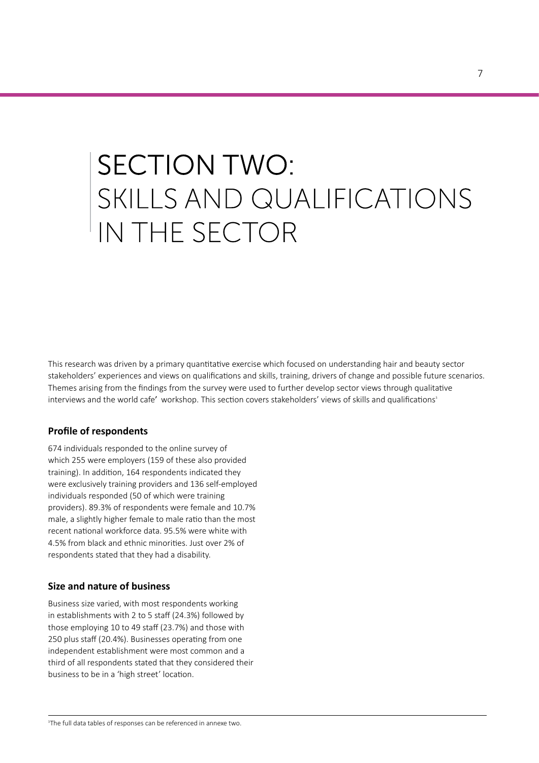# SECTION TWO: SKILLS AND QUALIFICATIONS IN THE SECTOR

This research was driven by a primary quantitative exercise which focused on understanding hair and beauty sector stakeholders' experiences and views on qualifications and skills, training, drivers of change and possible future scenarios. Themes arising from the findings from the survey were used to further develop sector views through qualitative interviews and the world cafe' workshop. This section covers stakeholders' views of skills and qualifications[3]

### Profile of respondents

674 individuals responded to the online survey of which 255 were employers (159 of these also provided training). In addition, 164 respondents indicated they were exclusively training providers and 136 self-employed individuals responded (50 of which were training providers). 89.3% of respondents were female and 10.7% male, a slightly higher female to male ratio than the most recent national workforce data. 95.5% were white with 4.5% from black and ethnic minorities. Just over 2% of respondents stated that they had a disability.

### Size and nature of business

Business size varied, with most respondents working in establishments with 2 to 5 staff (24.3%) followed by those employing 10 to 49 staff (23.7%) and those with 250 plus staff (20.4%). Businesses operating from one independent establishment were most common and a third of all respondents stated that they considered their business to be in a 'high street' location.

[3]The full data tables of responses can be referenced in annexe two.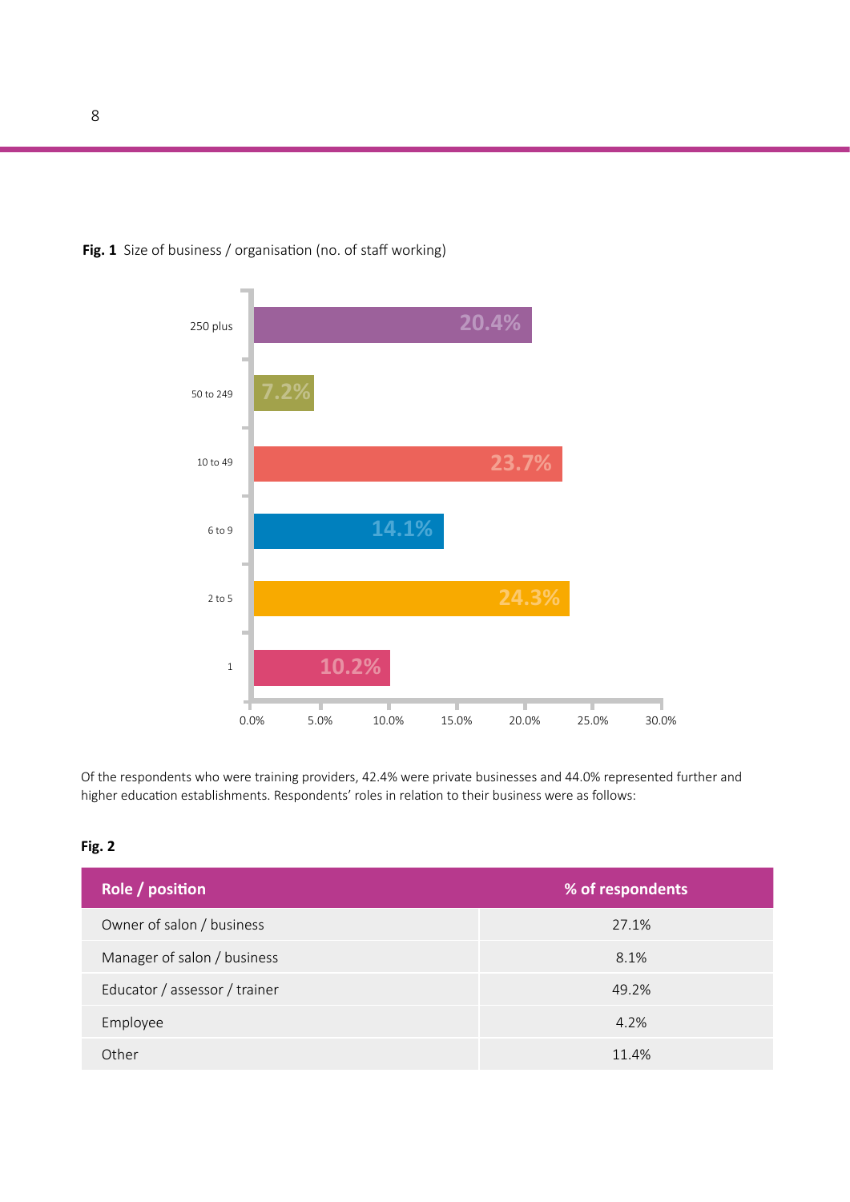**Fig. 1** Size of business / organisation (no. of staff working)

| Size | % |
|---|---|
| 250 plus | 20.4% |
| 50 to 249 | 7.2% |
| 10 to 49 | 23.7% |
| 6 to 9 | 14.1% |
| 2 to 5 | 24.3% |
| 1 | 10.2% |

Of the respondents who were training providers, 42.4% were private businesses and 44.0% represented further and higher education establishments. Respondents' roles in relation to their business were as follows:

**Fig. 2**

| Role / position | % of respondents |
|---|---|
| Owner of salon / business | 27.1% |
| Manager of salon / business | 8.1% |
| Educator / assessor / trainer | 49.2% |
| Employee | 4.2% |
| Other | 11.4% |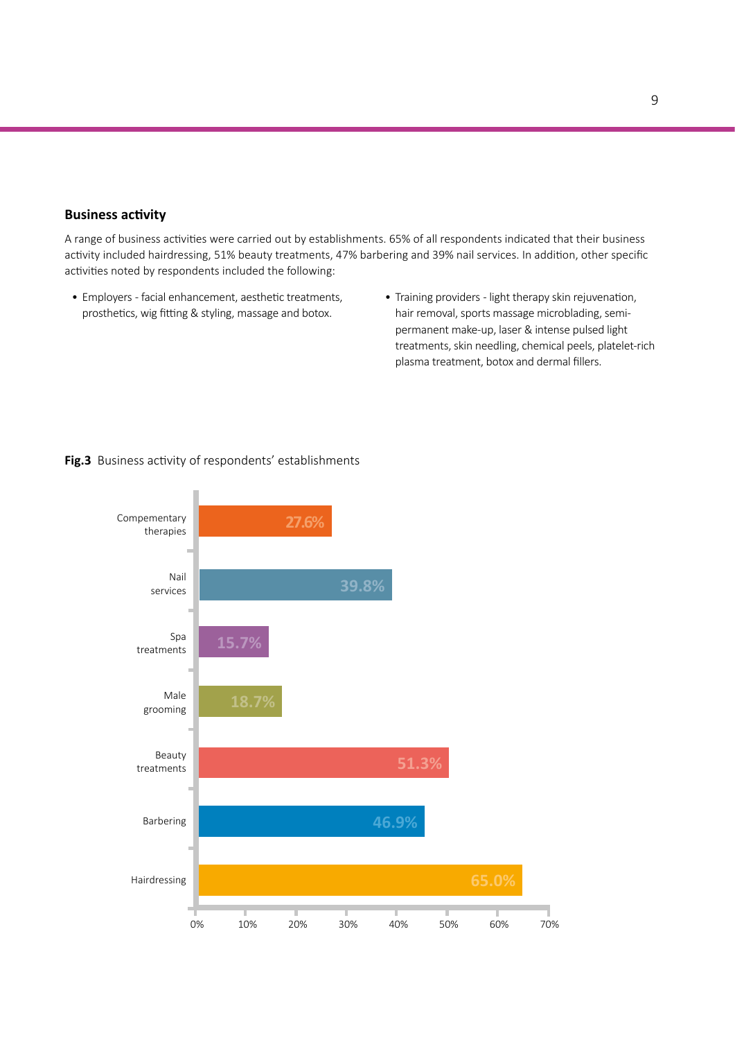## Business activity

A range of business activities were carried out by establishments. 65% of all respondents indicated that their business activity included hairdressing, 51% beauty treatments, 47% barbering and 39% nail services. In addition, other specific activities noted by respondents included the following:

- Employers - facial enhancement, aesthetic treatments, prosthetics, wig fitting & styling, massage and botox.
- Training providers - light therapy skin rejuvenation, hair removal, sports massage microblading, semi-permanent make-up, laser & intense pulsed light treatments, skin needling, chemical peels, platelet-rich plasma treatment, botox and dermal fillers.

**Fig.3** Business activity of respondents' establishments

| Business activity | Percentage |
|---|---|
| Compementary therapies | 27.6% |
| Nail services | 39.8% |
| Spa treatments | 15.7% |
| Male grooming | 18.7% |
| Beauty treatments | 51.3% |
| Barbering | 46.9% |
| Hairdressing | 65.0% |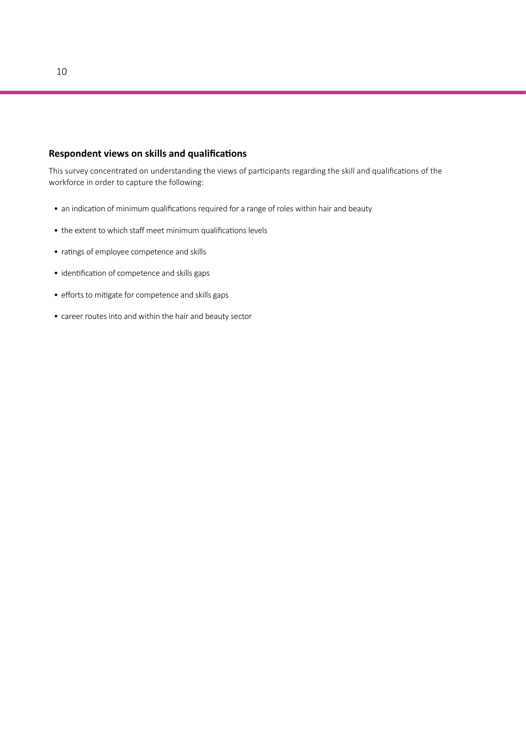## Respondent views on skills and qualifications

This survey concentrated on understanding the views of participants regarding the skill and qualifications of the workforce in order to capture the following:

- an indication of minimum qualifications required for a range of roles within hair and beauty
- the extent to which staff meet minimum qualifications levels
- ratings of employee competence and skills
- identification of competence and skills gaps
- efforts to mitigate for competence and skills gaps
- career routes into and within the hair and beauty sector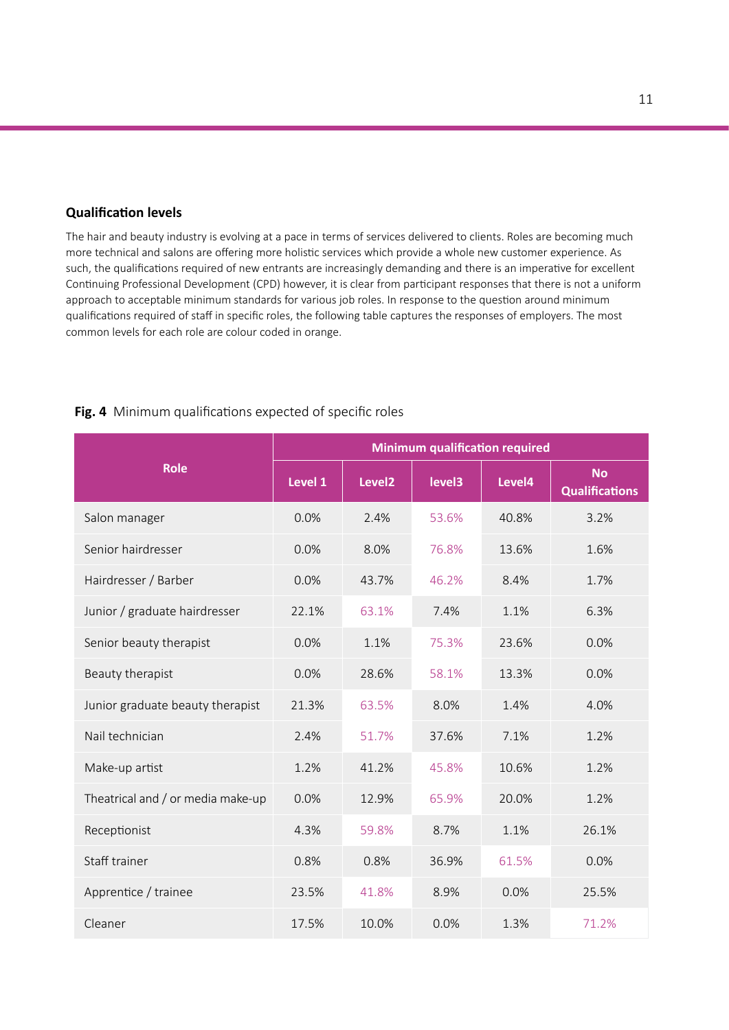### Qualification levels

The hair and beauty industry is evolving at a pace in terms of services delivered to clients. Roles are becoming much more technical and salons are offering more holistic services which provide a whole new customer experience. As such, the qualifications required of new entrants are increasingly demanding and there is an imperative for excellent Continuing Professional Development (CPD) however, it is clear from participant responses that there is not a uniform approach to acceptable minimum standards for various job roles. In response to the question around minimum qualifications required of staff in specific roles, the following table captures the responses of employers. The most common levels for each role are colour coded in orange.

**Fig. 4** Minimum qualifications expected of specific roles

| Role | Minimum qualification required | | | | |
|---|---|---|---|---|---|
| | Level 1 | Level2 | level3 | Level4 | No Qualifications |
| Salon manager | 0.0% | 2.4% | 53.6% | 40.8% | 3.2% |
| Senior hairdresser | 0.0% | 8.0% | 76.8% | 13.6% | 1.6% |
| Hairdresser / Barber | 0.0% | 43.7% | 46.2% | 8.4% | 1.7% |
| Junior / graduate hairdresser | 22.1% | 63.1% | 7.4% | 1.1% | 6.3% |
| Senior beauty therapist | 0.0% | 1.1% | 75.3% | 23.6% | 0.0% |
| Beauty therapist | 0.0% | 28.6% | 58.1% | 13.3% | 0.0% |
| Junior graduate beauty therapist | 21.3% | 63.5% | 8.0% | 1.4% | 4.0% |
| Nail technician | 2.4% | 51.7% | 37.6% | 7.1% | 1.2% |
| Make-up artist | 1.2% | 41.2% | 45.8% | 10.6% | 1.2% |
| Theatrical and / or media make-up | 0.0% | 12.9% | 65.9% | 20.0% | 1.2% |
| Receptionist | 4.3% | 59.8% | 8.7% | 1.1% | 26.1% |
| Staff trainer | 0.8% | 0.8% | 36.9% | 61.5% | 0.0% |
| Apprentice / trainee | 23.5% | 41.8% | 8.9% | 0.0% | 25.5% |
| Cleaner | 17.5% | 10.0% | 0.0% | 1.3% | 71.2% |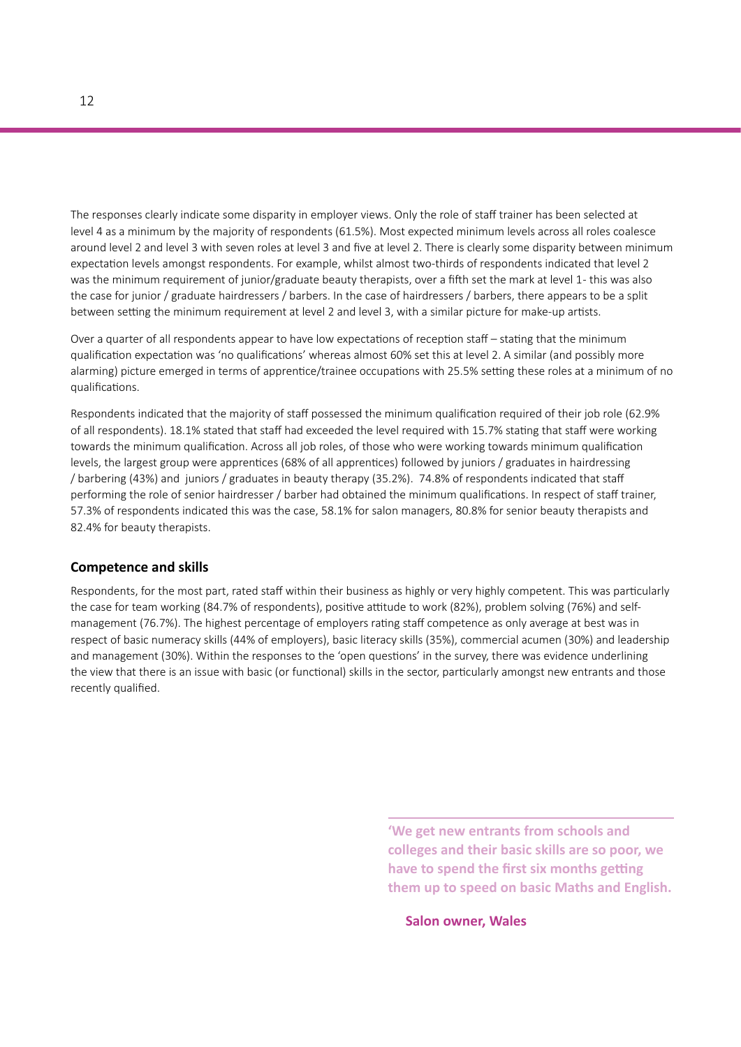The responses clearly indicate some disparity in employer views. Only the role of staff trainer has been selected at level 4 as a minimum by the majority of respondents (61.5%). Most expected minimum levels across all roles coalesce around level 2 and level 3 with seven roles at level 3 and five at level 2. There is clearly some disparity between minimum expectation levels amongst respondents. For example, whilst almost two-thirds of respondents indicated that level 2 was the minimum requirement of junior/graduate beauty therapists, over a fifth set the mark at level 1- this was also the case for junior / graduate hairdressers / barbers. In the case of hairdressers / barbers, there appears to be a split between setting the minimum requirement at level 2 and level 3, with a similar picture for make-up artists.

Over a quarter of all respondents appear to have low expectations of reception staff – stating that the minimum qualification expectation was 'no qualifications' whereas almost 60% set this at level 2. A similar (and possibly more alarming) picture emerged in terms of apprentice/trainee occupations with 25.5% setting these roles at a minimum of no qualifications.

Respondents indicated that the majority of staff possessed the minimum qualification required of their job role (62.9% of all respondents). 18.1% stated that staff had exceeded the level required with 15.7% stating that staff were working towards the minimum qualification. Across all job roles, of those who were working towards minimum qualification levels, the largest group were apprentices (68% of all apprentices) followed by juniors / graduates in hairdressing / barbering (43%) and juniors / graduates in beauty therapy (35.2%). 74.8% of respondents indicated that staff performing the role of senior hairdresser / barber had obtained the minimum qualifications. In respect of staff trainer, 57.3% of respondents indicated this was the case, 58.1% for salon managers, 80.8% for senior beauty therapists and 82.4% for beauty therapists.

### Competence and skills

Respondents, for the most part, rated staff within their business as highly or very highly competent. This was particularly the case for team working (84.7% of respondents), positive attitude to work (82%), problem solving (76%) and self-management (76.7%). The highest percentage of employers rating staff competence as only average at best was in respect of basic numeracy skills (44% of employers), basic literacy skills (35%), commercial acumen (30%) and leadership and management (30%). Within the responses to the 'open questions' in the survey, there was evidence underlining the view that there is an issue with basic (or functional) skills in the sector, particularly amongst new entrants and those recently qualified.

> **'We get new entrants from schools and colleges and their basic skills are so poor, we have to spend the first six months getting them up to speed on basic Maths and English.**
>
> **Salon owner, Wales**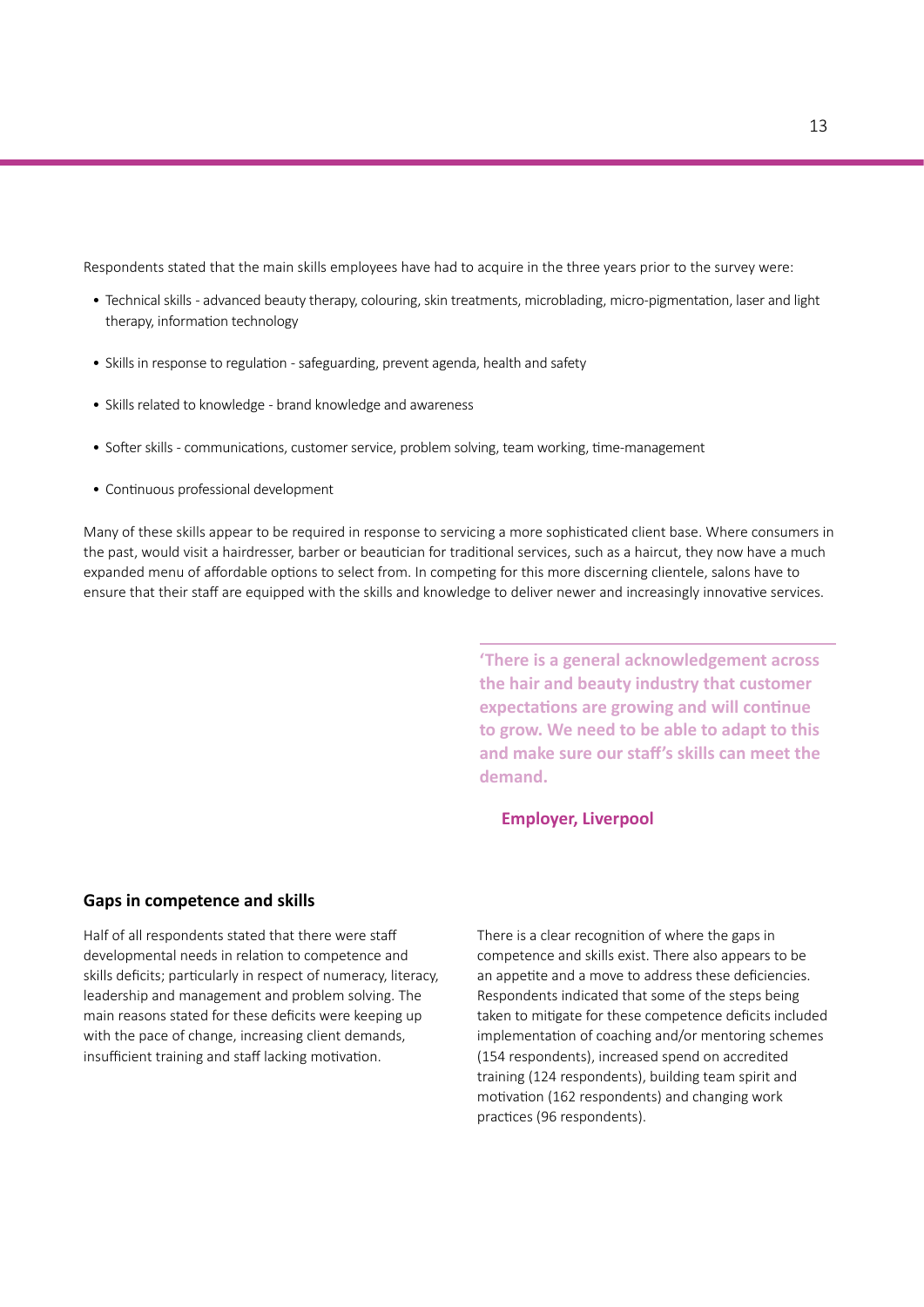Respondents stated that the main skills employees have had to acquire in the three years prior to the survey were:

- Technical skills - advanced beauty therapy, colouring, skin treatments, microblading, micro-pigmentation, laser and light therapy, information technology
- Skills in response to regulation - safeguarding, prevent agenda, health and safety
- Skills related to knowledge - brand knowledge and awareness
- Softer skills - communications, customer service, problem solving, team working, time-management
- Continuous professional development

Many of these skills appear to be required in response to servicing a more sophisticated client base. Where consumers in the past, would visit a hairdresser, barber or beautician for traditional services, such as a haircut, they now have a much expanded menu of affordable options to select from. In competing for this more discerning clientele, salons have to ensure that their staff are equipped with the skills and knowledge to deliver newer and increasingly innovative services.

> **'There is a general acknowledgement across the hair and beauty industry that customer expectations are growing and will continue to grow. We need to be able to adapt to this and make sure our staff's skills can meet the demand.**
>
> **Employer, Liverpool**

## Gaps in competence and skills

Half of all respondents stated that there were staff developmental needs in relation to competence and skills deficits; particularly in respect of numeracy, literacy, leadership and management and problem solving. The main reasons stated for these deficits were keeping up with the pace of change, increasing client demands, insufficient training and staff lacking motivation.

There is a clear recognition of where the gaps in competence and skills exist. There also appears to be an appetite and a move to address these deficiencies. Respondents indicated that some of the steps being taken to mitigate for these competence deficits included implementation of coaching and/or mentoring schemes (154 respondents), increased spend on accredited training (124 respondents), building team spirit and motivation (162 respondents) and changing work practices (96 respondents).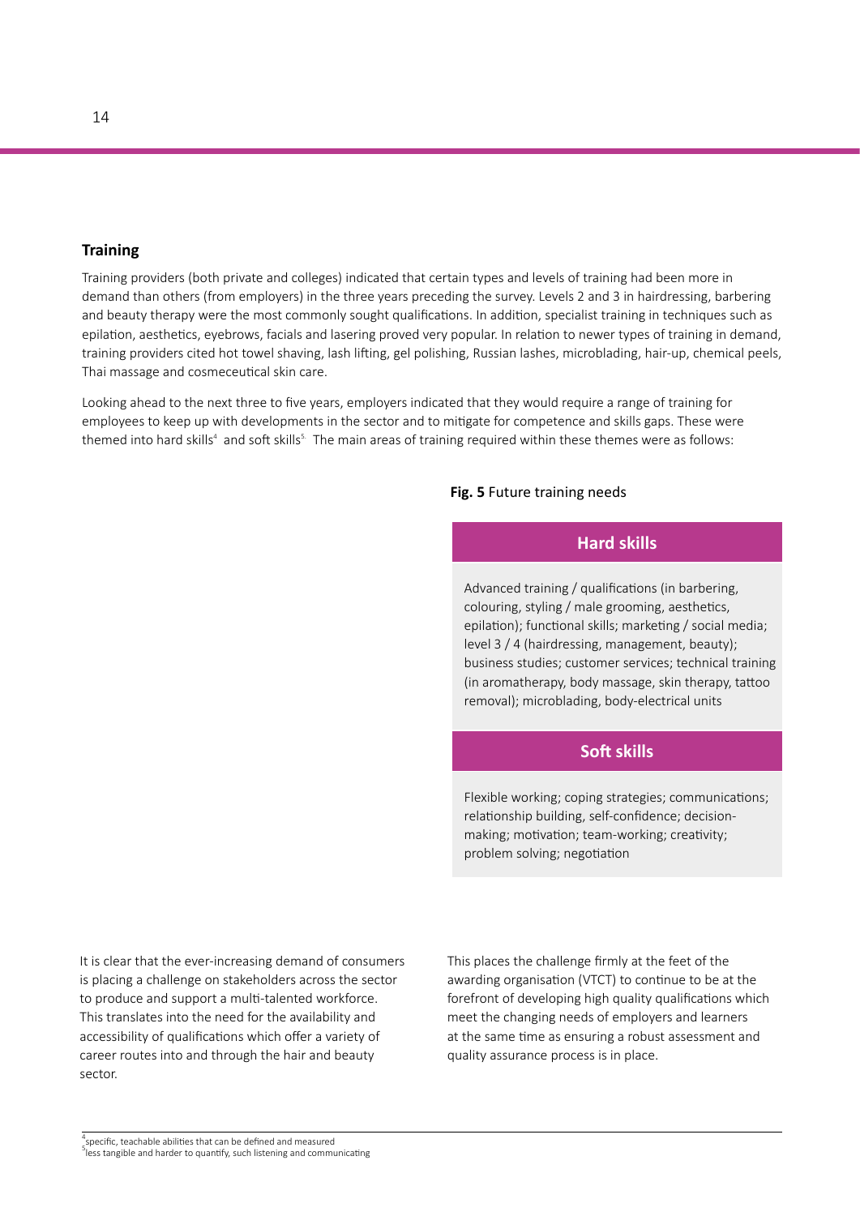## Training

Training providers (both private and colleges) indicated that certain types and levels of training had been more in demand than others (from employers) in the three years preceding the survey. Levels 2 and 3 in hairdressing, barbering and beauty therapy were the most commonly sought qualifications. In addition, specialist training in techniques such as epilation, aesthetics, eyebrows, facials and lasering proved very popular. In relation to newer types of training in demand, training providers cited hot towel shaving, lash lifting, gel polishing, Russian lashes, microblading, hair-up, chemical peels, Thai massage and cosmeceutical skin care.

Looking ahead to the next three to five years, employers indicated that they would require a range of training for employees to keep up with developments in the sector and to mitigate for competence and skills gaps. These were themed into hard skills[4] and soft skills[5]. The main areas of training required within these themes were as follows:

**Fig. 5** Future training needs

| Hard skills |
| --- |
| Advanced training / qualifications (in barbering, colouring, styling / male grooming, aesthetics, epilation); functional skills; marketing / social media; level 3 / 4 (hairdressing, management, beauty); business studies; customer services; technical training (in aromatherapy, body massage, skin therapy, tattoo removal); microblading, body-electrical units |

| Soft skills |
| --- |
| Flexible working; coping strategies; communications; relationship building, self-confidence; decision-making; motivation; team-working; creativity; problem solving; negotiation |

It is clear that the ever-increasing demand of consumers is placing a challenge on stakeholders across the sector to produce and support a multi-talented workforce. This translates into the need for the availability and accessibility of qualifications which offer a variety of career routes into and through the hair and beauty sector.

This places the challenge firmly at the feet of the awarding organisation (VTCT) to continue to be at the forefront of developing high quality qualifications which meet the changing needs of employers and learners at the same time as ensuring a robust assessment and quality assurance process is in place.

[4] specific, teachable abilities that can be defined and measured
[5] less tangible and harder to quantify, such listening and communicating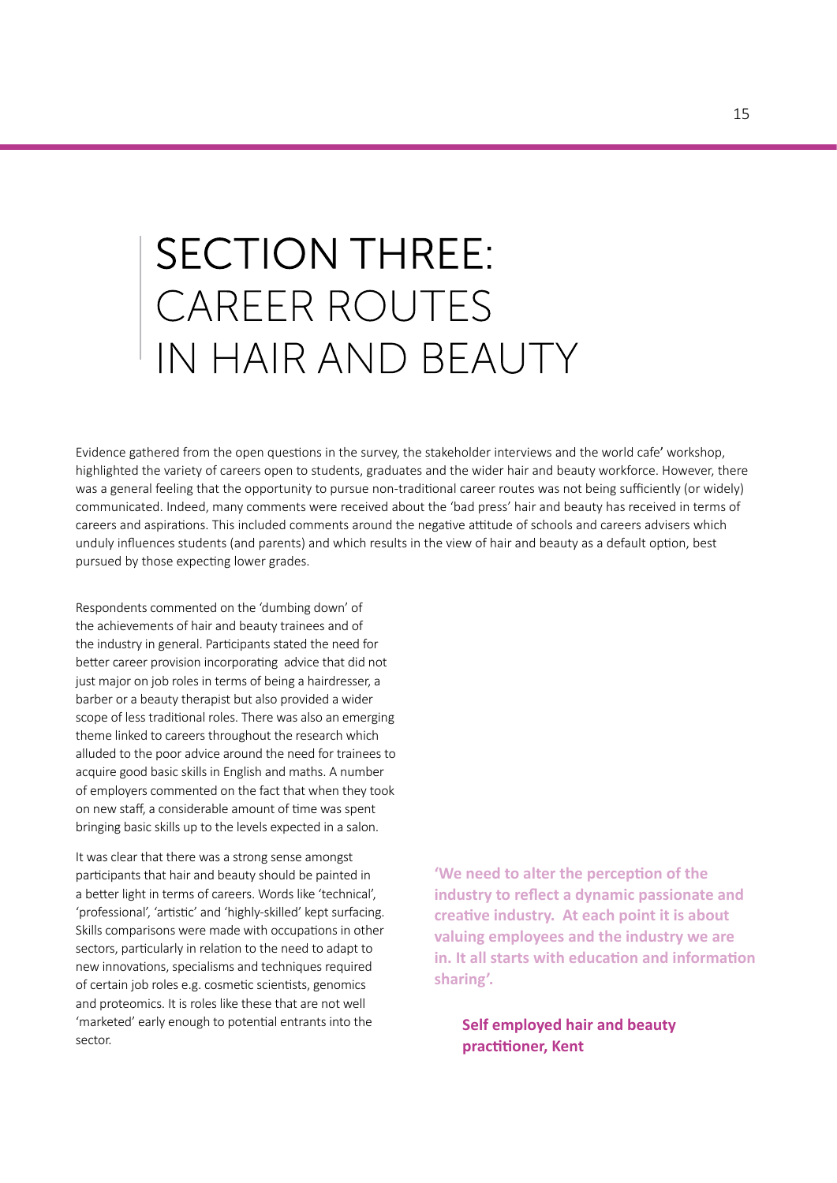# SECTION THREE: CAREER ROUTES IN HAIR AND BEAUTY

Evidence gathered from the open questions in the survey, the stakeholder interviews and the world cafe' workshop, highlighted the variety of careers open to students, graduates and the wider hair and beauty workforce. However, there was a general feeling that the opportunity to pursue non-traditional career routes was not being sufficiently (or widely) communicated. Indeed, many comments were received about the 'bad press' hair and beauty has received in terms of careers and aspirations. This included comments around the negative attitude of schools and careers advisers which unduly influences students (and parents) and which results in the view of hair and beauty as a default option, best pursued by those expecting lower grades.

Respondents commented on the 'dumbing down' of the achievements of hair and beauty trainees and of the industry in general. Participants stated the need for better career provision incorporating advice that did not just major on job roles in terms of being a hairdresser, a barber or a beauty therapist but also provided a wider scope of less traditional roles. There was also an emerging theme linked to careers throughout the research which alluded to the poor advice around the need for trainees to acquire good basic skills in English and maths. A number of employers commented on the fact that when they took on new staff, a considerable amount of time was spent bringing basic skills up to the levels expected in a salon.

It was clear that there was a strong sense amongst participants that hair and beauty should be painted in a better light in terms of careers. Words like 'technical', 'professional', 'artistic' and 'highly-skilled' kept surfacing. Skills comparisons were made with occupations in other sectors, particularly in relation to the need to adapt to new innovations, specialisms and techniques required of certain job roles e.g. cosmetic scientists, genomics and proteomics. It is roles like these that are not well 'marketed' early enough to potential entrants into the sector.

> **'We need to alter the perception of the industry to reflect a dynamic passionate and creative industry. At each point it is about valuing employees and the industry we are in. It all starts with education and information sharing'.**
>
> **Self employed hair and beauty practitioner, Kent**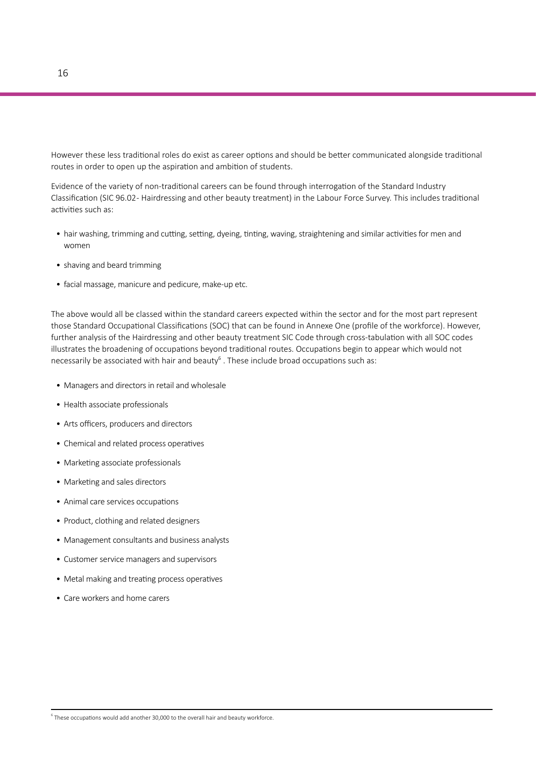However these less traditional roles do exist as career options and should be better communicated alongside traditional routes in order to open up the aspiration and ambition of students.

Evidence of the variety of non-traditional careers can be found through interrogation of the Standard Industry Classification (SIC 96.02- Hairdressing and other beauty treatment) in the Labour Force Survey. This includes traditional activities such as:

- hair washing, trimming and cutting, setting, dyeing, tinting, waving, straightening and similar activities for men and women
- shaving and beard trimming
- facial massage, manicure and pedicure, make-up etc.

The above would all be classed within the standard careers expected within the sector and for the most part represent those Standard Occupational Classifications (SOC) that can be found in Annexe One (profile of the workforce). However, further analysis of the Hairdressing and other beauty treatment SIC Code through cross-tabulation with all SOC codes illustrates the broadening of occupations beyond traditional routes. Occupations begin to appear which would not necessarily be associated with hair and beauty[6] . These include broad occupations such as:

- Managers and directors in retail and wholesale
- Health associate professionals
- Arts officers, producers and directors
- Chemical and related process operatives
- Marketing associate professionals
- Marketing and sales directors
- Animal care services occupations
- Product, clothing and related designers
- Management consultants and business analysts
- Customer service managers and supervisors
- Metal making and treating process operatives
- Care workers and home carers

[6] These occupations would add another 30,000 to the overall hair and beauty workforce.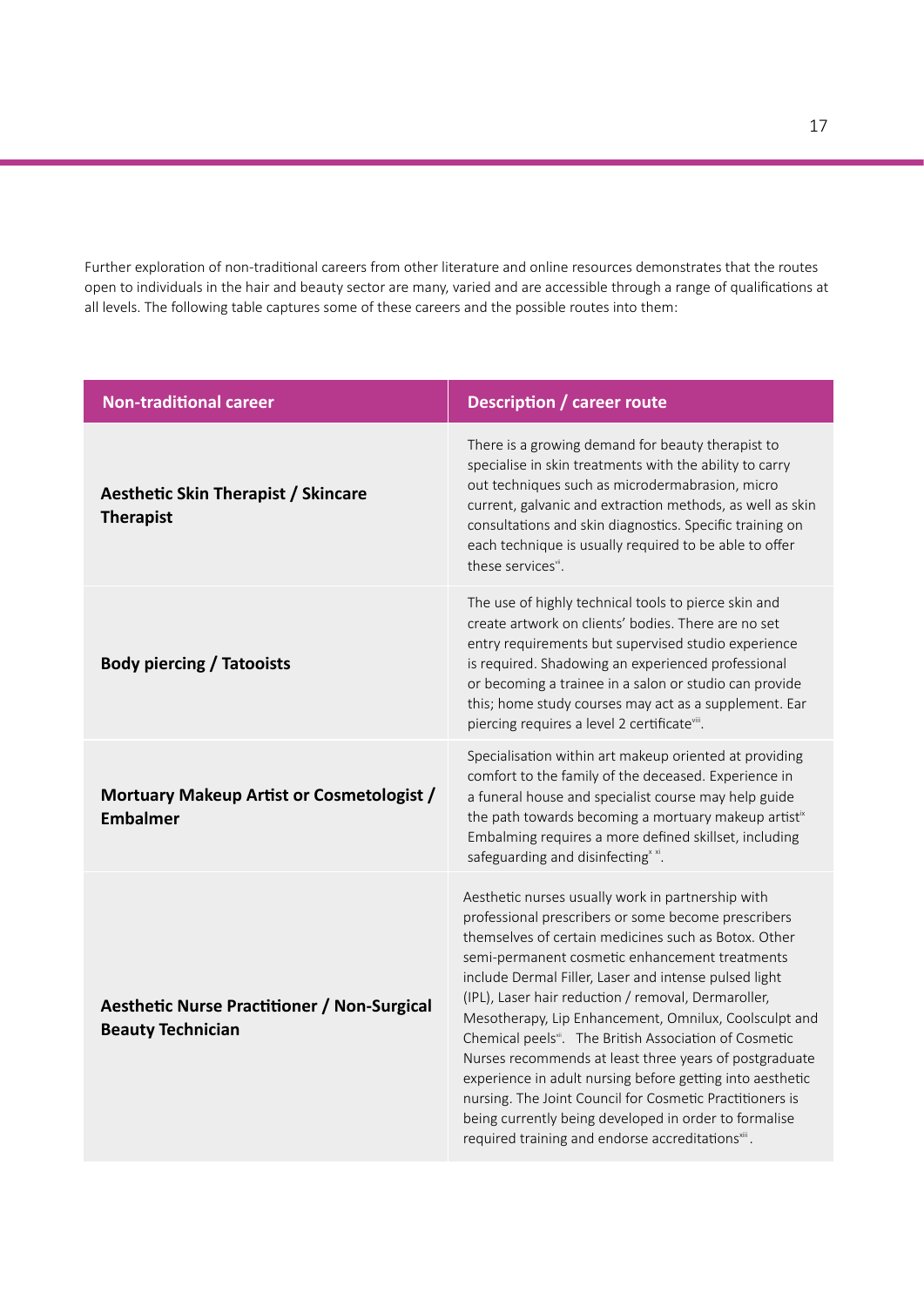Further exploration of non-traditional careers from other literature and online resources demonstrates that the routes open to individuals in the hair and beauty sector are many, varied and are accessible through a range of qualifications at all levels. The following table captures some of these careers and the possible routes into them:

| Non-traditional career | Description / career route |
|---|---|
| **Aesthetic Skin Therapist / Skincare Therapist** | There is a growing demand for beauty therapist to specialise in skin treatments with the ability to carry out techniques such as microdermabrasion, micro current, galvanic and extraction methods, as well as skin consultations and skin diagnostics. Specific training on each technique is usually required to be able to offer these services[vi]. |
| **Body piercing / Tatooists** | The use of highly technical tools to pierce skin and create artwork on clients' bodies. There are no set entry requirements but supervised studio experience is required. Shadowing an experienced professional or becoming a trainee in a salon or studio can provide this; home study courses may act as a supplement. Ear piercing requires a level 2 certificate[viii]. |
| **Mortuary Makeup Artist or Cosmetologist / Embalmer** | Specialisation within art makeup oriented at providing comfort to the family of the deceased. Experience in a funeral house and specialist course may help guide the path towards becoming a mortuary makeup artist[ix] Embalming requires a more defined skillset, including safeguarding and disinfecting[x xi]. |
| **Aesthetic Nurse Practitioner / Non-Surgical Beauty Technician** | Aesthetic nurses usually work in partnership with professional prescribers or some become prescribers themselves of certain medicines such as Botox. Other semi-permanent cosmetic enhancement treatments include Dermal Filler, Laser and intense pulsed light (IPL), Laser hair reduction / removal, Dermaroller, Mesotherapy, Lip Enhancement, Omnilux, Coolsculpt and Chemical peels[xii]. The British Association of Cosmetic Nurses recommends at least three years of postgraduate experience in adult nursing before getting into aesthetic nursing. The Joint Council for Cosmetic Practitioners is being currently being developed in order to formalise required training and endorse accreditations[xiii]. |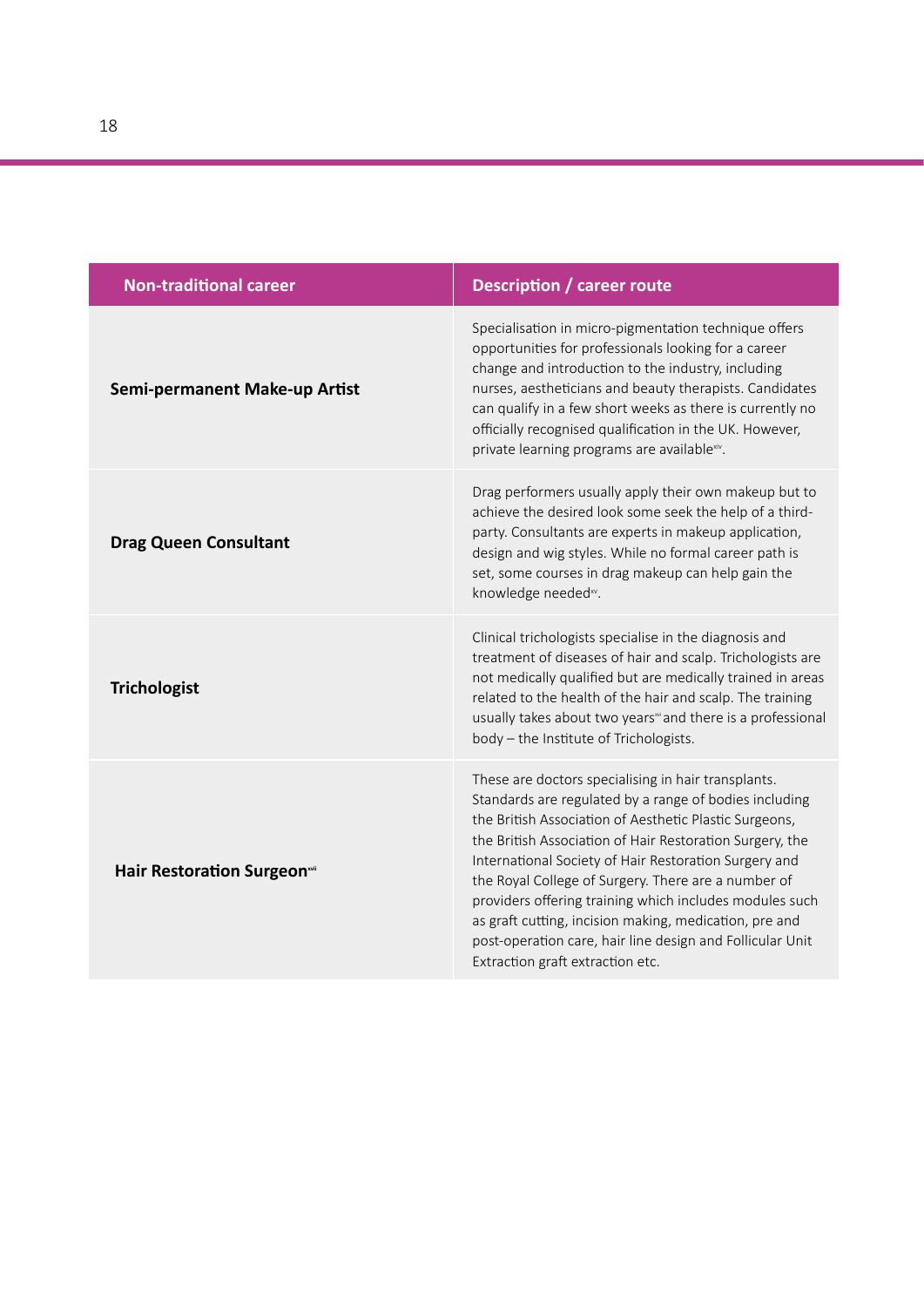| Non-traditional career | Description / career route |
| --- | --- |
| **Semi-permanent Make-up Artist** | Specialisation in micro-pigmentation technique offers opportunities for professionals looking for a career change and introduction to the industry, including nurses, aestheticians and beauty therapists. Candidates can qualify in a few short weeks as there is currently no officially recognised qualification in the UK. However, private learning programs are available[xiv]. |
| **Drag Queen Consultant** | Drag performers usually apply their own makeup but to achieve the desired look some seek the help of a third-party. Consultants are experts in makeup application, design and wig styles. While no formal career path is set, some courses in drag makeup can help gain the knowledge needed[xv]. |
| **Trichologist** | Clinical trichologists specialise in the diagnosis and treatment of diseases of hair and scalp. Trichologists are not medically qualified but are medically trained in areas related to the health of the hair and scalp. The training usually takes about two years[xvi] and there is a professional body – the Institute of Trichologists. |
| **Hair Restoration Surgeon**[xvii] | These are doctors specialising in hair transplants. Standards are regulated by a range of bodies including the British Association of Aesthetic Plastic Surgeons, the British Association of Hair Restoration Surgery, the International Society of Hair Restoration Surgery and the Royal College of Surgery. There are a number of providers offering training which includes modules such as graft cutting, incision making, medication, pre and post-operation care, hair line design and Follicular Unit Extraction graft extraction etc. |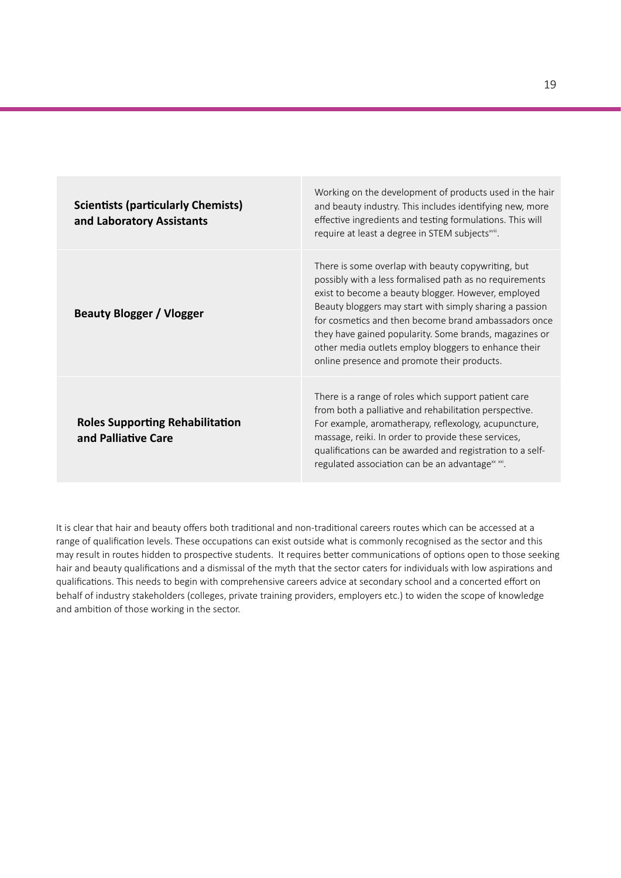| | |
|---|---|
| **Scientists (particularly Chemists) and Laboratory Assistants** | Working on the development of products used in the hair and beauty industry. This includes identifying new, more effective ingredients and testing formulations. This will require at least a degree in STEM subjects[xviii]. |
| **Beauty Blogger / Vlogger** | There is some overlap with beauty copywriting, but possibly with a less formalised path as no requirements exist to become a beauty blogger. However, employed Beauty bloggers may start with simply sharing a passion for cosmetics and then become brand ambassadors once they have gained popularity. Some brands, magazines or other media outlets employ bloggers to enhance their online presence and promote their products. |
| **Roles Supporting Rehabilitation and Palliative Care** | There is a range of roles which support patient care from both a palliative and rehabilitation perspective. For example, aromatherapy, reflexology, acupuncture, massage, reiki. In order to provide these services, qualifications can be awarded and registration to a self-regulated association can be an advantage[xx xxi]. |

It is clear that hair and beauty offers both traditional and non-traditional careers routes which can be accessed at a range of qualification levels. These occupations can exist outside what is commonly recognised as the sector and this may result in routes hidden to prospective students. It requires better communications of options open to those seeking hair and beauty qualifications and a dismissal of the myth that the sector caters for individuals with low aspirations and qualifications. This needs to begin with comprehensive careers advice at secondary school and a concerted effort on behalf of industry stakeholders (colleges, private training providers, employers etc.) to widen the scope of knowledge and ambition of those working in the sector.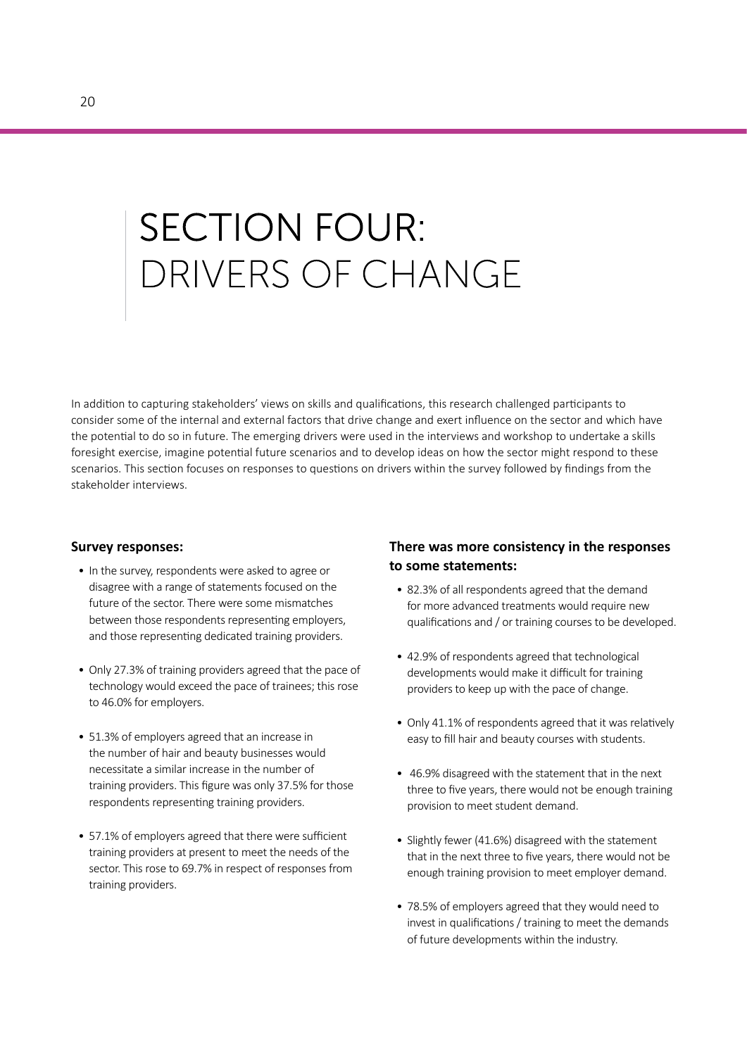# SECTION FOUR: DRIVERS OF CHANGE

In addition to capturing stakeholders' views on skills and qualifications, this research challenged participants to consider some of the internal and external factors that drive change and exert influence on the sector and which have the potential to do so in future. The emerging drivers were used in the interviews and workshop to undertake a skills foresight exercise, imagine potential future scenarios and to develop ideas on how the sector might respond to these scenarios. This section focuses on responses to questions on drivers within the survey followed by findings from the stakeholder interviews.

**Survey responses:**

- In the survey, respondents were asked to agree or disagree with a range of statements focused on the future of the sector. There were some mismatches between those respondents representing employers, and those representing dedicated training providers.
- Only 27.3% of training providers agreed that the pace of technology would exceed the pace of trainees; this rose to 46.0% for employers.
- 51.3% of employers agreed that an increase in the number of hair and beauty businesses would necessitate a similar increase in the number of training providers. This figure was only 37.5% for those respondents representing training providers.
- 57.1% of employers agreed that there were sufficient training providers at present to meet the needs of the sector. This rose to 69.7% in respect of responses from training providers.

**There was more consistency in the responses to some statements:**

- 82.3% of all respondents agreed that the demand for more advanced treatments would require new qualifications and / or training courses to be developed.
- 42.9% of respondents agreed that technological developments would make it difficult for training providers to keep up with the pace of change.
- Only 41.1% of respondents agreed that it was relatively easy to fill hair and beauty courses with students.
- 46.9% disagreed with the statement that in the next three to five years, there would not be enough training provision to meet student demand.
- Slightly fewer (41.6%) disagreed with the statement that in the next three to five years, there would not be enough training provision to meet employer demand.
- 78.5% of employers agreed that they would need to invest in qualifications / training to meet the demands of future developments within the industry.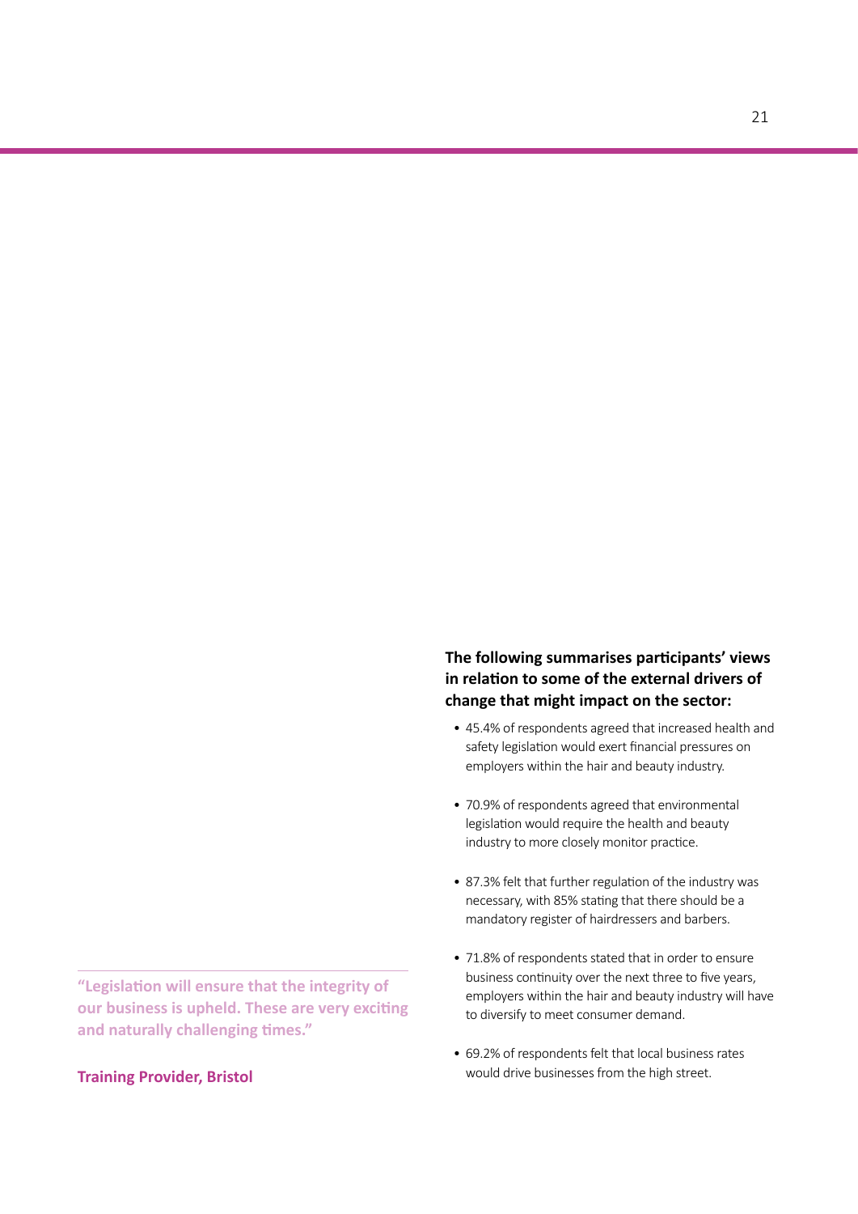> "Legislation will ensure that the integrity of our business is upheld. These are very exciting and naturally challenging times."
>
> **Training Provider, Bristol**

**The following summarises participants' views in relation to some of the external drivers of change that might impact on the sector:**

- 45.4% of respondents agreed that increased health and safety legislation would exert financial pressures on employers within the hair and beauty industry.
- 70.9% of respondents agreed that environmental legislation would require the health and beauty industry to more closely monitor practice.
- 87.3% felt that further regulation of the industry was necessary, with 85% stating that there should be a mandatory register of hairdressers and barbers.
- 71.8% of respondents stated that in order to ensure business continuity over the next three to five years, employers within the hair and beauty industry will have to diversify to meet consumer demand.
- 69.2% of respondents felt that local business rates would drive businesses from the high street.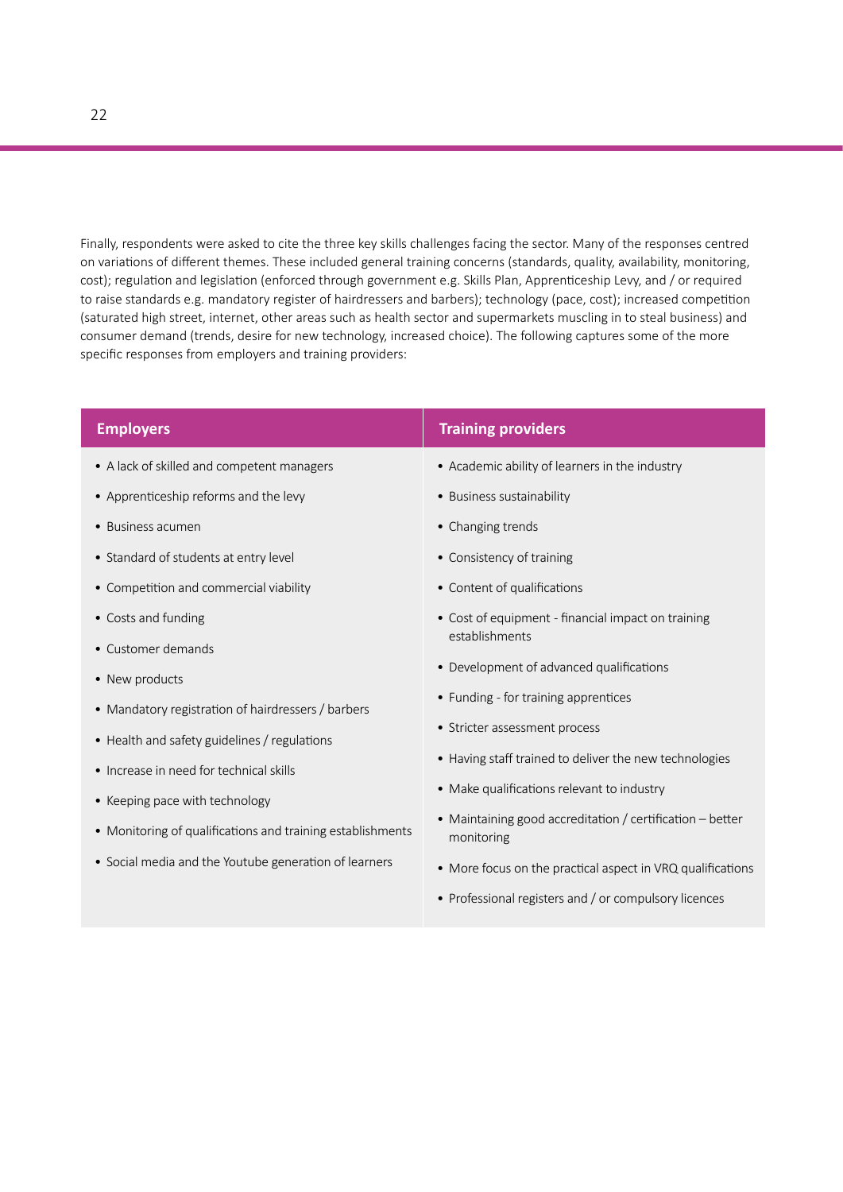Finally, respondents were asked to cite the three key skills challenges facing the sector. Many of the responses centred on variations of different themes. These included general training concerns (standards, quality, availability, monitoring, cost); regulation and legislation (enforced through government e.g. Skills Plan, Apprenticeship Levy, and / or required to raise standards e.g. mandatory register of hairdressers and barbers); technology (pace, cost); increased competition (saturated high street, internet, other areas such as health sector and supermarkets muscling in to steal business) and consumer demand (trends, desire for new technology, increased choice). The following captures some of the more specific responses from employers and training providers:

| Employers | Training providers |
| --- | --- |
| • A lack of skilled and competent managers | • Academic ability of learners in the industry |
| • Apprenticeship reforms and the levy | • Business sustainability |
| • Business acumen | • Changing trends |
| • Standard of students at entry level | • Consistency of training |
| • Competition and commercial viability | • Content of qualifications |
| • Costs and funding | • Cost of equipment - financial impact on training establishments |
| • Customer demands | • Development of advanced qualifications |
| • New products | • Funding - for training apprentices |
| • Mandatory registration of hairdressers / barbers | • Stricter assessment process |
| • Health and safety guidelines / regulations | • Having staff trained to deliver the new technologies |
| • Increase in need for technical skills | • Make qualifications relevant to industry |
| • Keeping pace with technology | • Maintaining good accreditation / certification – better monitoring |
| • Monitoring of qualifications and training establishments | • More focus on the practical aspect in VRQ qualifications |
| • Social media and the Youtube generation of learners | • Professional registers and / or compulsory licences |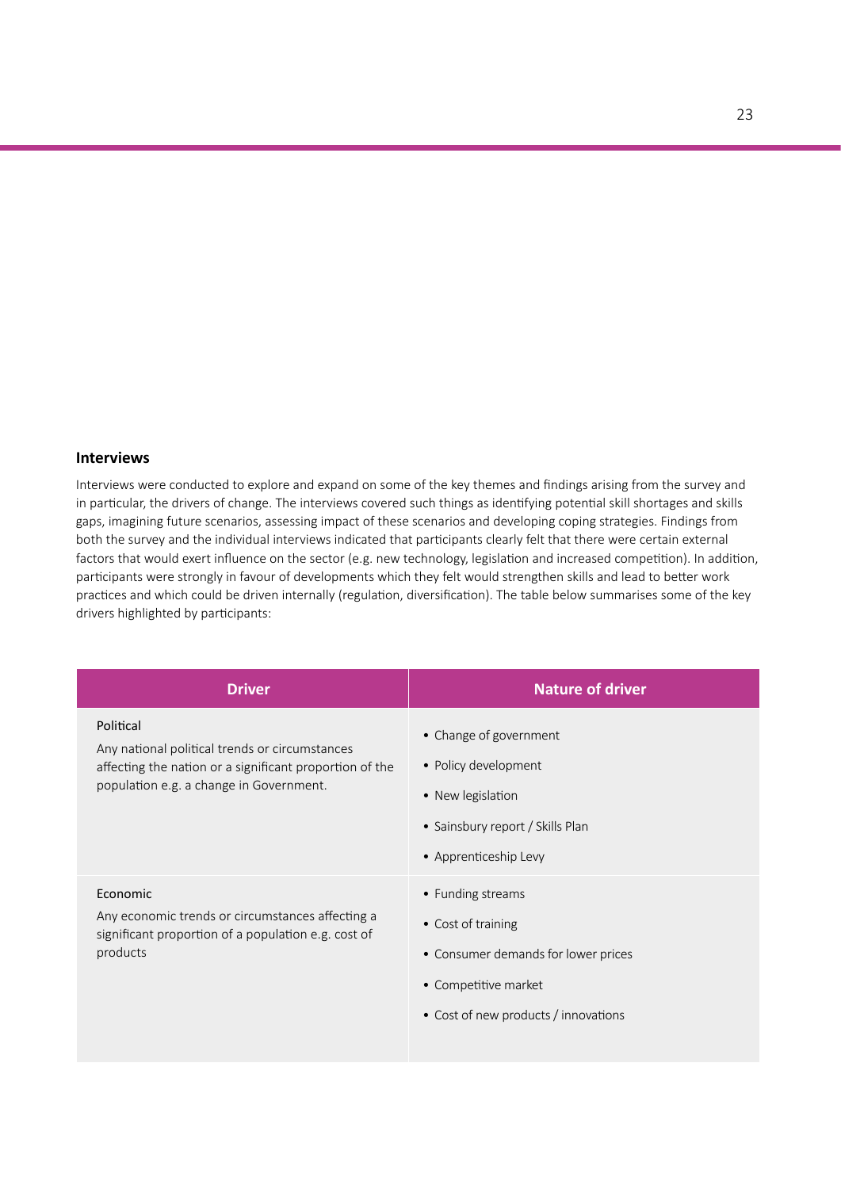## Interviews

Interviews were conducted to explore and expand on some of the key themes and findings arising from the survey and in particular, the drivers of change. The interviews covered such things as identifying potential skill shortages and skills gaps, imagining future scenarios, assessing impact of these scenarios and developing coping strategies. Findings from both the survey and the individual interviews indicated that participants clearly felt that there were certain external factors that would exert influence on the sector (e.g. new technology, legislation and increased competition). In addition, participants were strongly in favour of developments which they felt would strengthen skills and lead to better work practices and which could be driven internally (regulation, diversification). The table below summarises some of the key drivers highlighted by participants:

| Driver | Nature of driver |
|---|---|
| Political<br>Any national political trends or circumstances affecting the nation or a significant proportion of the population e.g. a change in Government. | • Change of government<br>• Policy development<br>• New legislation<br>• Sainsbury report / Skills Plan<br>• Apprenticeship Levy |
| Economic<br>Any economic trends or circumstances affecting a significant proportion of a population e.g. cost of products | • Funding streams<br>• Cost of training<br>• Consumer demands for lower prices<br>• Competitive market<br>• Cost of new products / innovations |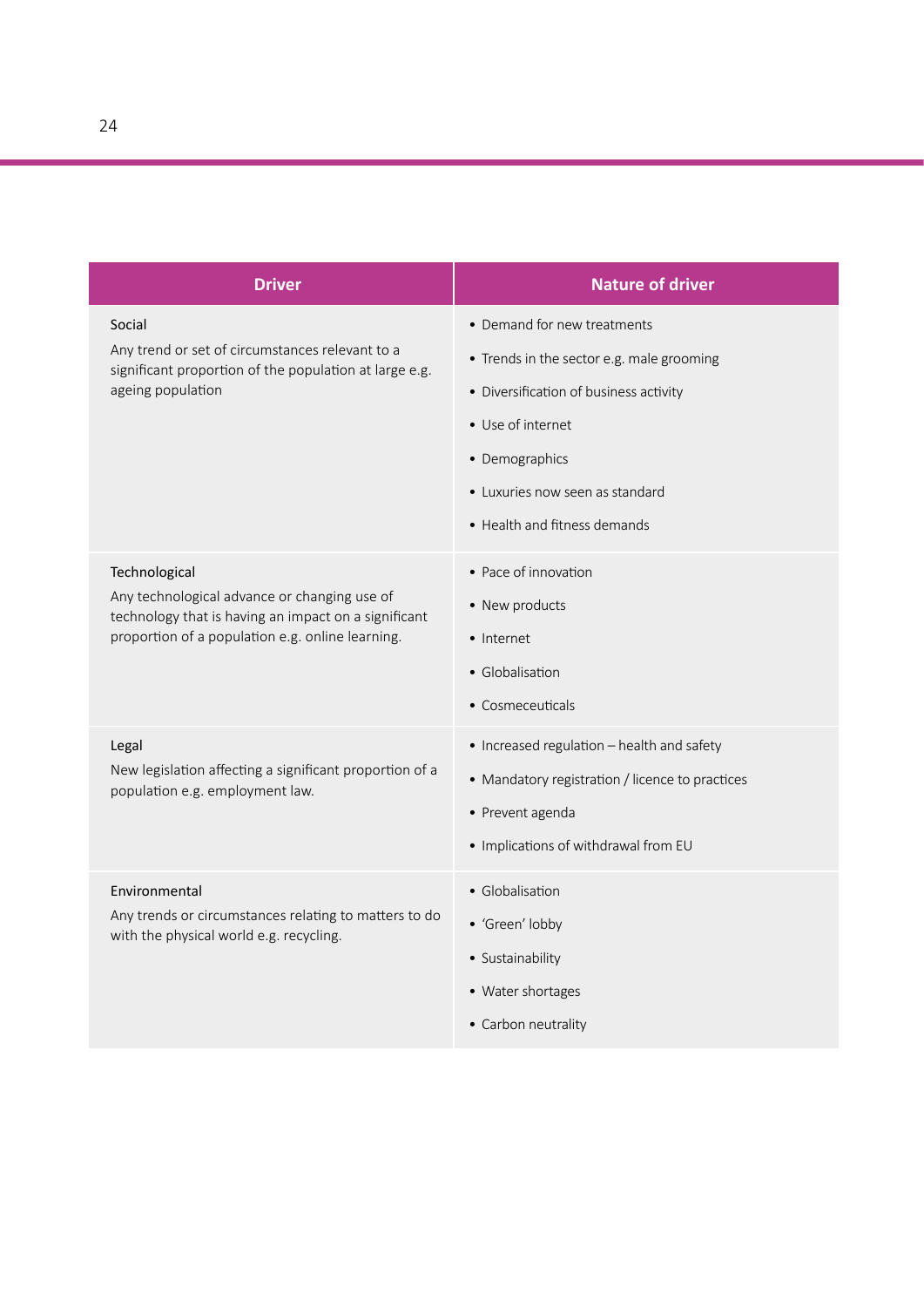| Driver | Nature of driver |
|---|---|
| Social<br>Any trend or set of circumstances relevant to a significant proportion of the population at large e.g. ageing population | • Demand for new treatments<br>• Trends in the sector e.g. male grooming<br>• Diversification of business activity<br>• Use of internet<br>• Demographics<br>• Luxuries now seen as standard<br>• Health and fitness demands |
| Technological<br>Any technological advance or changing use of technology that is having an impact on a significant proportion of a population e.g. online learning. | • Pace of innovation<br>• New products<br>• Internet<br>• Globalisation<br>• Cosmeceuticals |
| Legal<br>New legislation affecting a significant proportion of a population e.g. employment law. | • Increased regulation – health and safety<br>• Mandatory registration / licence to practices<br>• Prevent agenda<br>• Implications of withdrawal from EU |
| Environmental<br>Any trends or circumstances relating to matters to do with the physical world e.g. recycling. | • Globalisation<br>• 'Green' lobby<br>• Sustainability<br>• Water shortages<br>• Carbon neutrality |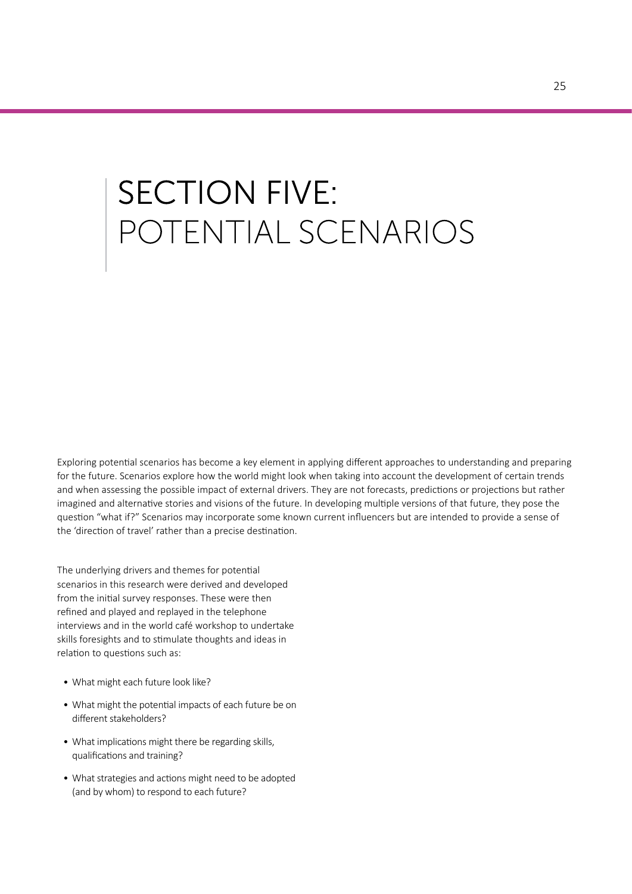# SECTION FIVE: POTENTIAL SCENARIOS

Exploring potential scenarios has become a key element in applying different approaches to understanding and preparing for the future. Scenarios explore how the world might look when taking into account the development of certain trends and when assessing the possible impact of external drivers. They are not forecasts, predictions or projections but rather imagined and alternative stories and visions of the future. In developing multiple versions of that future, they pose the question "what if?" Scenarios may incorporate some known current influencers but are intended to provide a sense of the 'direction of travel' rather than a precise destination.

The underlying drivers and themes for potential scenarios in this research were derived and developed from the initial survey responses. These were then refined and played and replayed in the telephone interviews and in the world café workshop to undertake skills foresights and to stimulate thoughts and ideas in relation to questions such as:

- What might each future look like?
- What might the potential impacts of each future be on different stakeholders?
- What implications might there be regarding skills, qualifications and training?
- What strategies and actions might need to be adopted (and by whom) to respond to each future?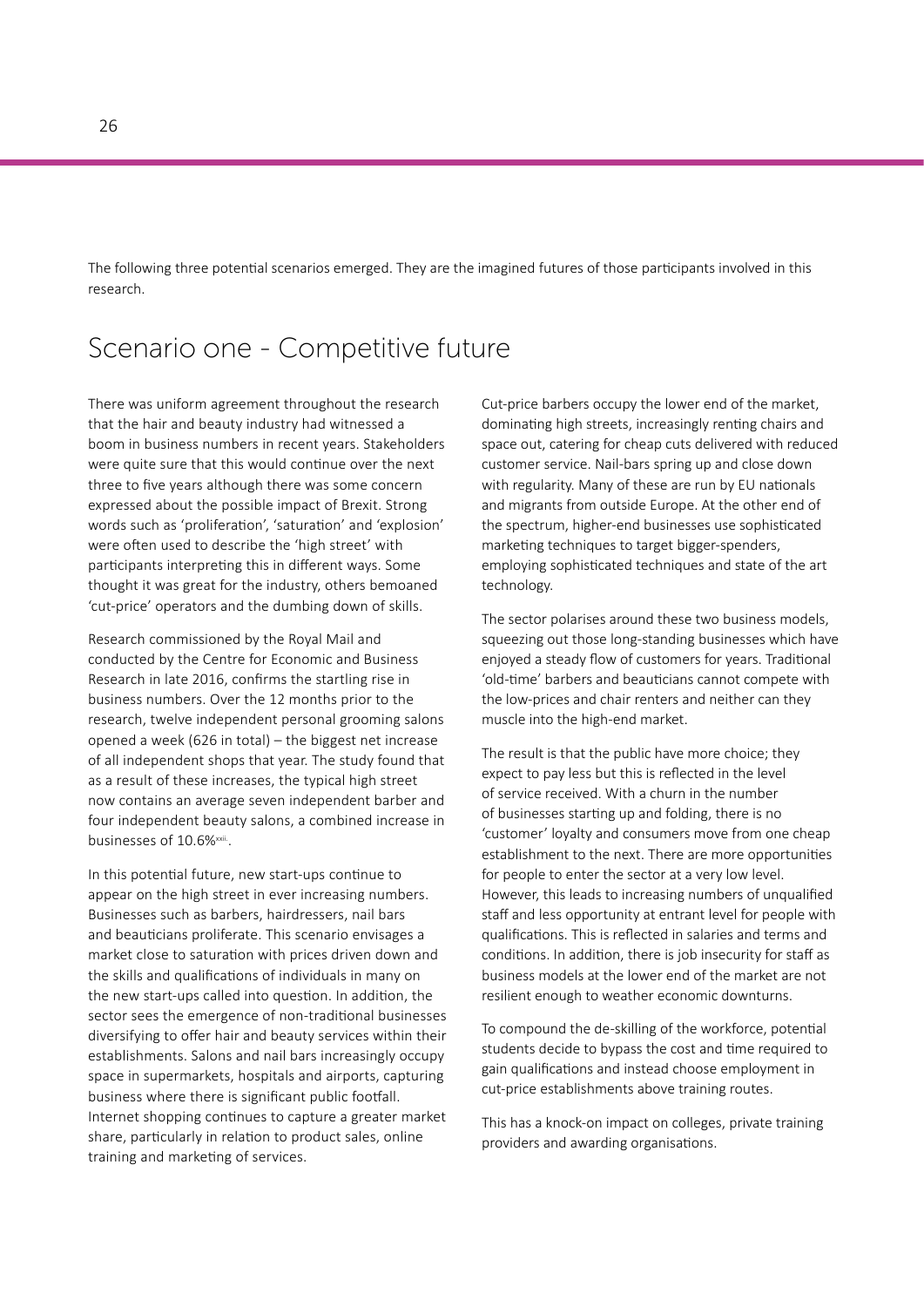The following three potential scenarios emerged. They are the imagined futures of those participants involved in this research.

## Scenario one - Competitive future

There was uniform agreement throughout the research that the hair and beauty industry had witnessed a boom in business numbers in recent years. Stakeholders were quite sure that this would continue over the next three to five years although there was some concern expressed about the possible impact of Brexit. Strong words such as 'proliferation', 'saturation' and 'explosion' were often used to describe the 'high street' with participants interpreting this in different ways. Some thought it was great for the industry, others bemoaned 'cut-price' operators and the dumbing down of skills.

Research commissioned by the Royal Mail and conducted by the Centre for Economic and Business Research in late 2016, confirms the startling rise in business numbers. Over the 12 months prior to the research, twelve independent personal grooming salons opened a week (626 in total) – the biggest net increase of all independent shops that year. The study found that as a result of these increases, the typical high street now contains an average seven independent barber and four independent beauty salons, a combined increase in businesses of 10.6%[xxii].

In this potential future, new start-ups continue to appear on the high street in ever increasing numbers. Businesses such as barbers, hairdressers, nail bars and beauticians proliferate. This scenario envisages a market close to saturation with prices driven down and the skills and qualifications of individuals in many on the new start-ups called into question. In addition, the sector sees the emergence of non-traditional businesses diversifying to offer hair and beauty services within their establishments. Salons and nail bars increasingly occupy space in supermarkets, hospitals and airports, capturing business where there is significant public footfall. Internet shopping continues to capture a greater market share, particularly in relation to product sales, online training and marketing of services.

Cut-price barbers occupy the lower end of the market, dominating high streets, increasingly renting chairs and space out, catering for cheap cuts delivered with reduced customer service. Nail-bars spring up and close down with regularity. Many of these are run by EU nationals and migrants from outside Europe. At the other end of the spectrum, higher-end businesses use sophisticated marketing techniques to target bigger-spenders, employing sophisticated techniques and state of the art technology.

The sector polarises around these two business models, squeezing out those long-standing businesses which have enjoyed a steady flow of customers for years. Traditional 'old-time' barbers and beauticians cannot compete with the low-prices and chair renters and neither can they muscle into the high-end market.

The result is that the public have more choice; they expect to pay less but this is reflected in the level of service received. With a churn in the number of businesses starting up and folding, there is no 'customer' loyalty and consumers move from one cheap establishment to the next. There are more opportunities for people to enter the sector at a very low level. However, this leads to increasing numbers of unqualified staff and less opportunity at entrant level for people with qualifications. This is reflected in salaries and terms and conditions. In addition, there is job insecurity for staff as business models at the lower end of the market are not resilient enough to weather economic downturns.

To compound the de-skilling of the workforce, potential students decide to bypass the cost and time required to gain qualifications and instead choose employment in cut-price establishments above training routes.

This has a knock-on impact on colleges, private training providers and awarding organisations.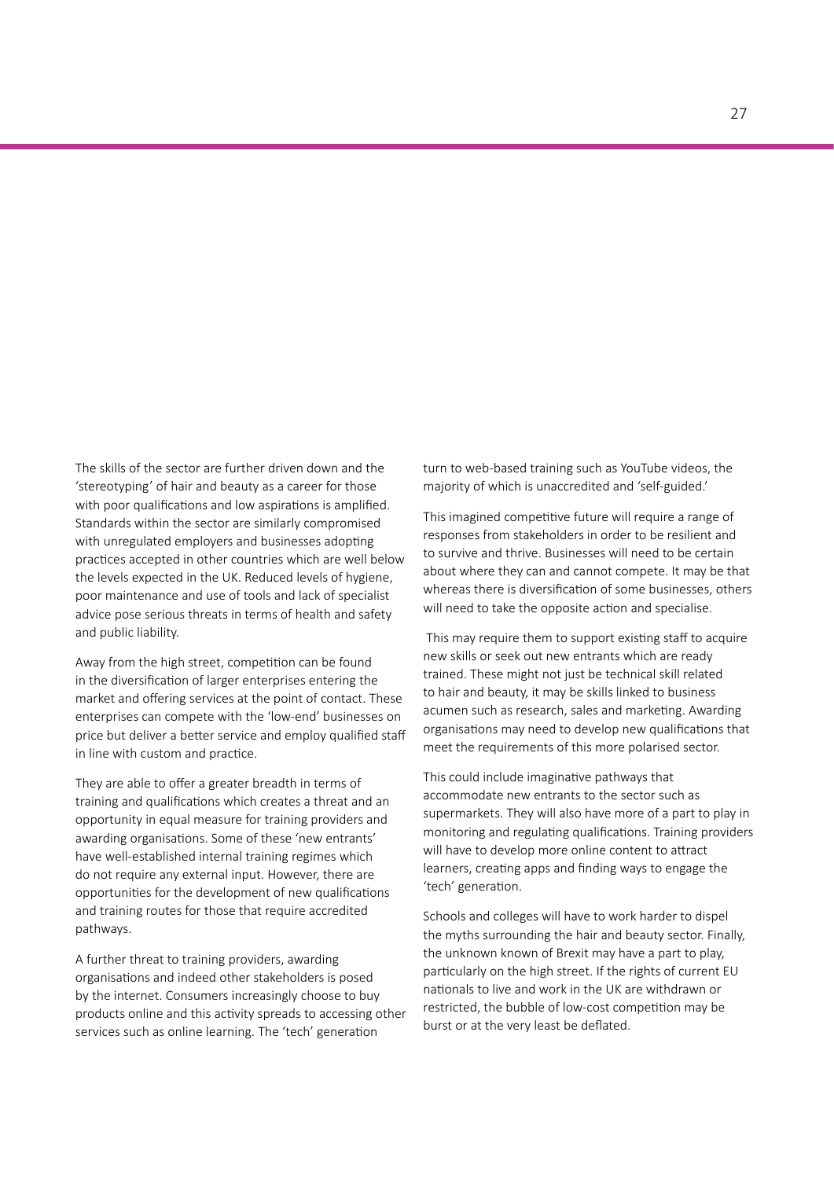The skills of the sector are further driven down and the 'stereotyping' of hair and beauty as a career for those with poor qualifications and low aspirations is amplified. Standards within the sector are similarly compromised with unregulated employers and businesses adopting practices accepted in other countries which are well below the levels expected in the UK. Reduced levels of hygiene, poor maintenance and use of tools and lack of specialist advice pose serious threats in terms of health and safety and public liability.

Away from the high street, competition can be found in the diversification of larger enterprises entering the market and offering services at the point of contact. These enterprises can compete with the 'low-end' businesses on price but deliver a better service and employ qualified staff in line with custom and practice.

They are able to offer a greater breadth in terms of training and qualifications which creates a threat and an opportunity in equal measure for training providers and awarding organisations. Some of these 'new entrants' have well-established internal training regimes which do not require any external input. However, there are opportunities for the development of new qualifications and training routes for those that require accredited pathways.

A further threat to training providers, awarding organisations and indeed other stakeholders is posed by the internet. Consumers increasingly choose to buy products online and this activity spreads to accessing other services such as online learning. The 'tech' generation turn to web-based training such as YouTube videos, the majority of which is unaccredited and 'self-guided.'

This imagined competitive future will require a range of responses from stakeholders in order to be resilient and to survive and thrive. Businesses will need to be certain about where they can and cannot compete. It may be that whereas there is diversification of some businesses, others will need to take the opposite action and specialise.

This may require them to support existing staff to acquire new skills or seek out new entrants which are ready trained. These might not just be technical skill related to hair and beauty, it may be skills linked to business acumen such as research, sales and marketing. Awarding organisations may need to develop new qualifications that meet the requirements of this more polarised sector.

This could include imaginative pathways that accommodate new entrants to the sector such as supermarkets. They will also have more of a part to play in monitoring and regulating qualifications. Training providers will have to develop more online content to attract learners, creating apps and finding ways to engage the 'tech' generation.

Schools and colleges will have to work harder to dispel the myths surrounding the hair and beauty sector. Finally, the unknown known of Brexit may have a part to play, particularly on the high street. If the rights of current EU nationals to live and work in the UK are withdrawn or restricted, the bubble of low-cost competition may be burst or at the very least be deflated.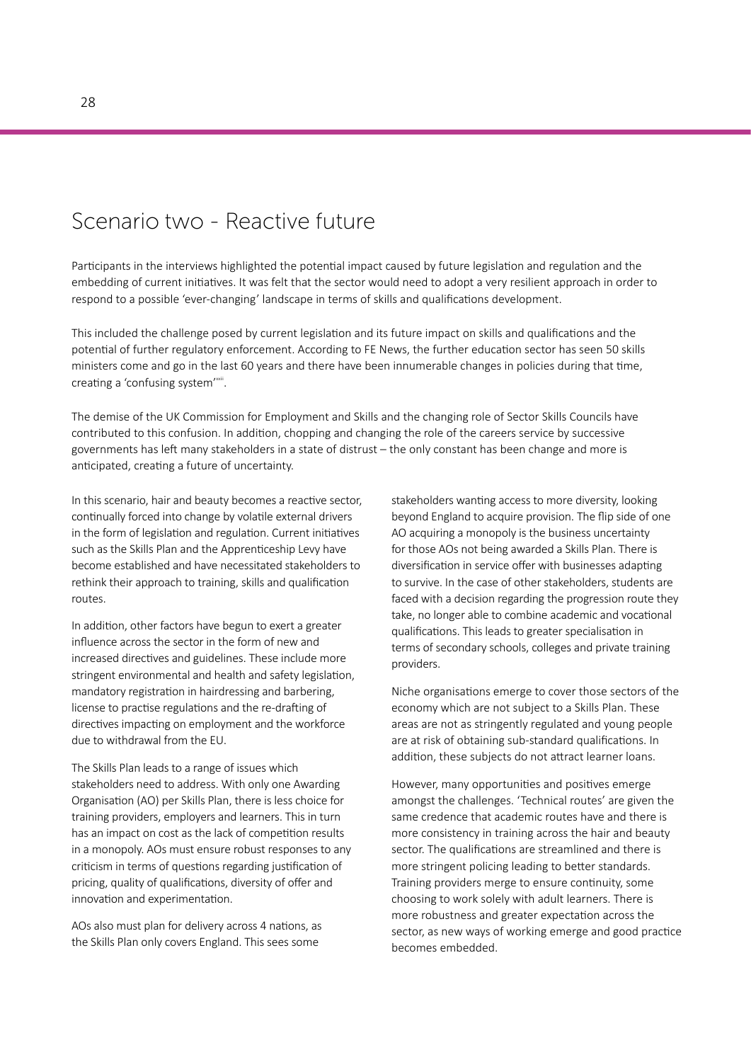# Scenario two - Reactive future

Participants in the interviews highlighted the potential impact caused by future legislation and regulation and the embedding of current initiatives. It was felt that the sector would need to adopt a very resilient approach in order to respond to a possible 'ever-changing' landscape in terms of skills and qualifications development.

This included the challenge posed by current legislation and its future impact on skills and qualifications and the potential of further regulatory enforcement. According to FE News, the further education sector has seen 50 skills ministers come and go in the last 60 years and there have been innumerable changes in policies during that time, creating a 'confusing system'[xxiii].

The demise of the UK Commission for Employment and Skills and the changing role of Sector Skills Councils have contributed to this confusion. In addition, chopping and changing the role of the careers service by successive governments has left many stakeholders in a state of distrust – the only constant has been change and more is anticipated, creating a future of uncertainty.

In this scenario, hair and beauty becomes a reactive sector, continually forced into change by volatile external drivers in the form of legislation and regulation. Current initiatives such as the Skills Plan and the Apprenticeship Levy have become established and have necessitated stakeholders to rethink their approach to training, skills and qualification routes.

In addition, other factors have begun to exert a greater influence across the sector in the form of new and increased directives and guidelines. These include more stringent environmental and health and safety legislation, mandatory registration in hairdressing and barbering, license to practise regulations and the re-drafting of directives impacting on employment and the workforce due to withdrawal from the EU.

The Skills Plan leads to a range of issues which stakeholders need to address. With only one Awarding Organisation (AO) per Skills Plan, there is less choice for training providers, employers and learners. This in turn has an impact on cost as the lack of competition results in a monopoly. AOs must ensure robust responses to any criticism in terms of questions regarding justification of pricing, quality of qualifications, diversity of offer and innovation and experimentation.

AOs also must plan for delivery across 4 nations, as the Skills Plan only covers England. This sees some stakeholders wanting access to more diversity, looking beyond England to acquire provision. The flip side of one AO acquiring a monopoly is the business uncertainty for those AOs not being awarded a Skills Plan. There is diversification in service offer with businesses adapting to survive. In the case of other stakeholders, students are faced with a decision regarding the progression route they take, no longer able to combine academic and vocational qualifications. This leads to greater specialisation in terms of secondary schools, colleges and private training providers.

Niche organisations emerge to cover those sectors of the economy which are not subject to a Skills Plan. These areas are not as stringently regulated and young people are at risk of obtaining sub-standard qualifications. In addition, these subjects do not attract learner loans.

However, many opportunities and positives emerge amongst the challenges. 'Technical routes' are given the same credence that academic routes have and there is more consistency in training across the hair and beauty sector. The qualifications are streamlined and there is more stringent policing leading to better standards. Training providers merge to ensure continuity, some choosing to work solely with adult learners. There is more robustness and greater expectation across the sector, as new ways of working emerge and good practice becomes embedded.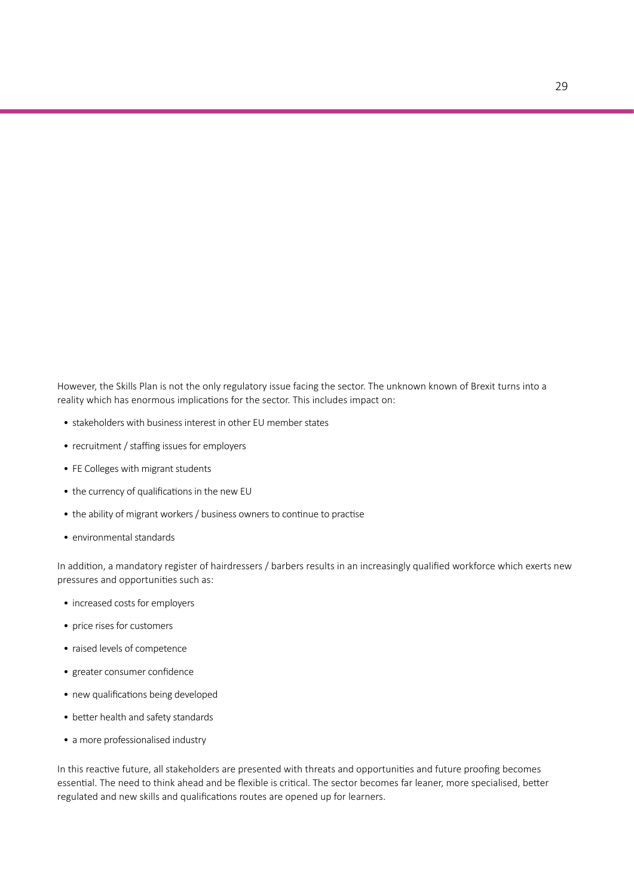However, the Skills Plan is not the only regulatory issue facing the sector. The unknown known of Brexit turns into a reality which has enormous implications for the sector. This includes impact on:

- stakeholders with business interest in other EU member states
- recruitment / staffing issues for employers
- FE Colleges with migrant students
- the currency of qualifications in the new EU
- the ability of migrant workers / business owners to continue to practise
- environmental standards

In addition, a mandatory register of hairdressers / barbers results in an increasingly qualified workforce which exerts new pressures and opportunities such as:

- increased costs for employers
- price rises for customers
- raised levels of competence
- greater consumer confidence
- new qualifications being developed
- better health and safety standards
- a more professionalised industry

In this reactive future, all stakeholders are presented with threats and opportunities and future proofing becomes essential. The need to think ahead and be flexible is critical. The sector becomes far leaner, more specialised, better regulated and new skills and qualifications routes are opened up for learners.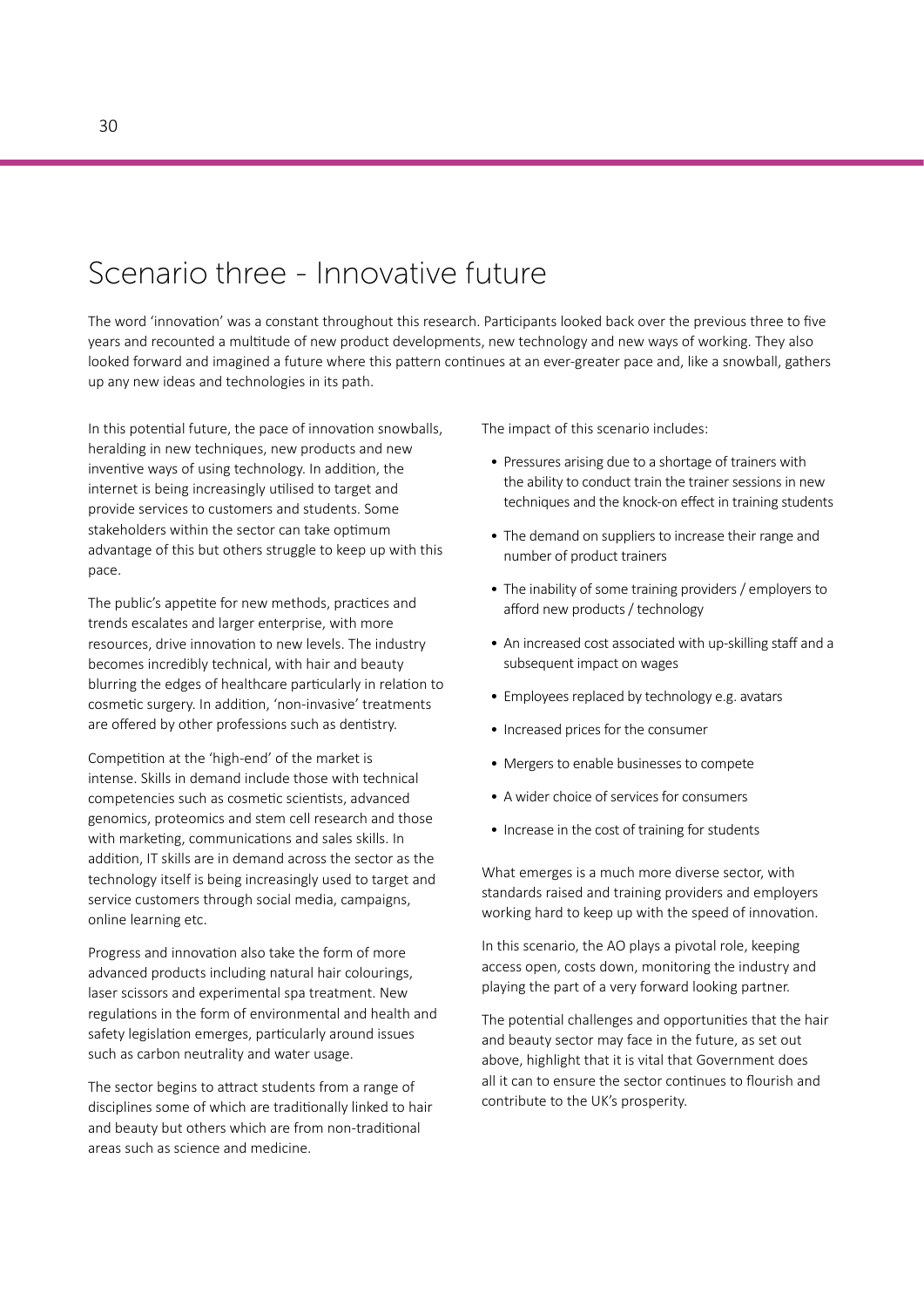# Scenario three - Innovative future

The word 'innovation' was a constant throughout this research. Participants looked back over the previous three to five years and recounted a multitude of new product developments, new technology and new ways of working. They also looked forward and imagined a future where this pattern continues at an ever-greater pace and, like a snowball, gathers up any new ideas and technologies in its path.

In this potential future, the pace of innovation snowballs, heralding in new techniques, new products and new inventive ways of using technology. In addition, the internet is being increasingly utilised to target and provide services to customers and students. Some stakeholders within the sector can take optimum advantage of this but others struggle to keep up with this pace.

The public's appetite for new methods, practices and trends escalates and larger enterprise, with more resources, drive innovation to new levels. The industry becomes incredibly technical, with hair and beauty blurring the edges of healthcare particularly in relation to cosmetic surgery. In addition, 'non-invasive' treatments are offered by other professions such as dentistry.

Competition at the 'high-end' of the market is intense. Skills in demand include those with technical competencies such as cosmetic scientists, advanced genomics, proteomics and stem cell research and those with marketing, communications and sales skills. In addition, IT skills are in demand across the sector as the technology itself is being increasingly used to target and service customers through social media, campaigns, online learning etc.

Progress and innovation also take the form of more advanced products including natural hair colourings, laser scissors and experimental spa treatment. New regulations in the form of environmental and health and safety legislation emerges, particularly around issues such as carbon neutrality and water usage.

The sector begins to attract students from a range of disciplines some of which are traditionally linked to hair and beauty but others which are from non-traditional areas such as science and medicine.

The impact of this scenario includes:

- Pressures arising due to a shortage of trainers with the ability to conduct train the trainer sessions in new techniques and the knock-on effect in training students
- The demand on suppliers to increase their range and number of product trainers
- The inability of some training providers / employers to afford new products / technology
- An increased cost associated with up-skilling staff and a subsequent impact on wages
- Employees replaced by technology e.g. avatars
- Increased prices for the consumer
- Mergers to enable businesses to compete
- A wider choice of services for consumers
- Increase in the cost of training for students

What emerges is a much more diverse sector, with standards raised and training providers and employers working hard to keep up with the speed of innovation.

In this scenario, the AO plays a pivotal role, keeping access open, costs down, monitoring the industry and playing the part of a very forward looking partner.

The potential challenges and opportunities that the hair and beauty sector may face in the future, as set out above, highlight that it is vital that Government does all it can to ensure the sector continues to flourish and contribute to the UK's prosperity.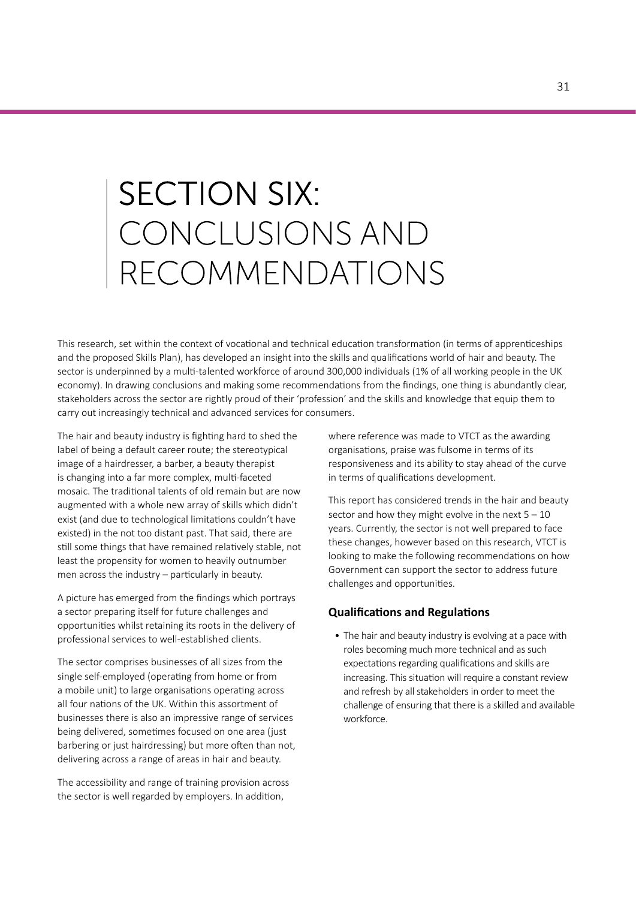# SECTION SIX: CONCLUSIONS AND RECOMMENDATIONS

This research, set within the context of vocational and technical education transformation (in terms of apprenticeships and the proposed Skills Plan), has developed an insight into the skills and qualifications world of hair and beauty. The sector is underpinned by a multi-talented workforce of around 300,000 individuals (1% of all working people in the UK economy). In drawing conclusions and making some recommendations from the findings, one thing is abundantly clear, stakeholders across the sector are rightly proud of their 'profession' and the skills and knowledge that equip them to carry out increasingly technical and advanced services for consumers.

The hair and beauty industry is fighting hard to shed the label of being a default career route; the stereotypical image of a hairdresser, a barber, a beauty therapist is changing into a far more complex, multi-faceted mosaic. The traditional talents of old remain but are now augmented with a whole new array of skills which didn't exist (and due to technological limitations couldn't have existed) in the not too distant past. That said, there are still some things that have remained relatively stable, not least the propensity for women to heavily outnumber men across the industry – particularly in beauty.

A picture has emerged from the findings which portrays a sector preparing itself for future challenges and opportunities whilst retaining its roots in the delivery of professional services to well-established clients.

The sector comprises businesses of all sizes from the single self-employed (operating from home or from a mobile unit) to large organisations operating across all four nations of the UK. Within this assortment of businesses there is also an impressive range of services being delivered, sometimes focused on one area (just barbering or just hairdressing) but more often than not, delivering across a range of areas in hair and beauty.

The accessibility and range of training provision across the sector is well regarded by employers. In addition, where reference was made to VTCT as the awarding organisations, praise was fulsome in terms of its responsiveness and its ability to stay ahead of the curve in terms of qualifications development.

This report has considered trends in the hair and beauty sector and how they might evolve in the next 5 – 10 years. Currently, the sector is not well prepared to face these changes, however based on this research, VTCT is looking to make the following recommendations on how Government can support the sector to address future challenges and opportunities.

### Qualifications and Regulations

- The hair and beauty industry is evolving at a pace with roles becoming much more technical and as such expectations regarding qualifications and skills are increasing. This situation will require a constant review and refresh by all stakeholders in order to meet the challenge of ensuring that there is a skilled and available workforce.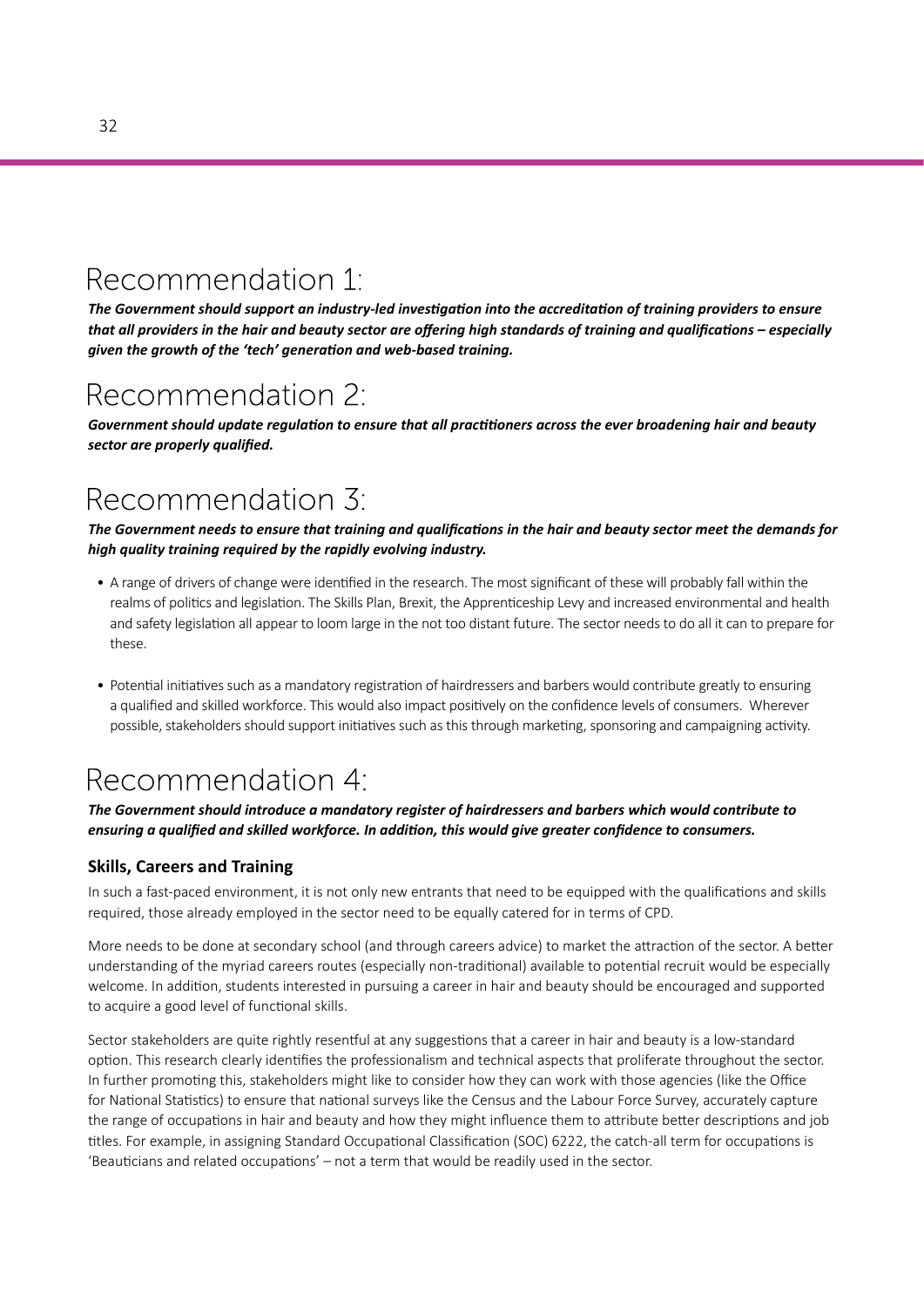## Recommendation 1:

***The Government should support an industry-led investigation into the accreditation of training providers to ensure that all providers in the hair and beauty sector are offering high standards of training and qualifications – especially given the growth of the 'tech' generation and web-based training.***

## Recommendation 2:

***Government should update regulation to ensure that all practitioners across the ever broadening hair and beauty sector are properly qualified.***

## Recommendation 3:

***The Government needs to ensure that training and qualifications in the hair and beauty sector meet the demands for high quality training required by the rapidly evolving industry.***

- A range of drivers of change were identified in the research. The most significant of these will probably fall within the realms of politics and legislation. The Skills Plan, Brexit, the Apprenticeship Levy and increased environmental and health and safety legislation all appear to loom large in the not too distant future. The sector needs to do all it can to prepare for these.

- Potential initiatives such as a mandatory registration of hairdressers and barbers would contribute greatly to ensuring a qualified and skilled workforce. This would also impact positively on the confidence levels of consumers. Wherever possible, stakeholders should support initiatives such as this through marketing, sponsoring and campaigning activity.

## Recommendation 4:

***The Government should introduce a mandatory register of hairdressers and barbers which would contribute to ensuring a qualified and skilled workforce. In addition, this would give greater confidence to consumers.***

### Skills, Careers and Training

In such a fast-paced environment, it is not only new entrants that need to be equipped with the qualifications and skills required, those already employed in the sector need to be equally catered for in terms of CPD.

More needs to be done at secondary school (and through careers advice) to market the attraction of the sector. A better understanding of the myriad careers routes (especially non-traditional) available to potential recruit would be especially welcome. In addition, students interested in pursuing a career in hair and beauty should be encouraged and supported to acquire a good level of functional skills.

Sector stakeholders are quite rightly resentful at any suggestions that a career in hair and beauty is a low-standard option. This research clearly identifies the professionalism and technical aspects that proliferate throughout the sector. In further promoting this, stakeholders might like to consider how they can work with those agencies (like the Office for National Statistics) to ensure that national surveys like the Census and the Labour Force Survey, accurately capture the range of occupations in hair and beauty and how they might influence them to attribute better descriptions and job titles. For example, in assigning Standard Occupational Classification (SOC) 6222, the catch-all term for occupations is 'Beauticians and related occupations' – not a term that would be readily used in the sector.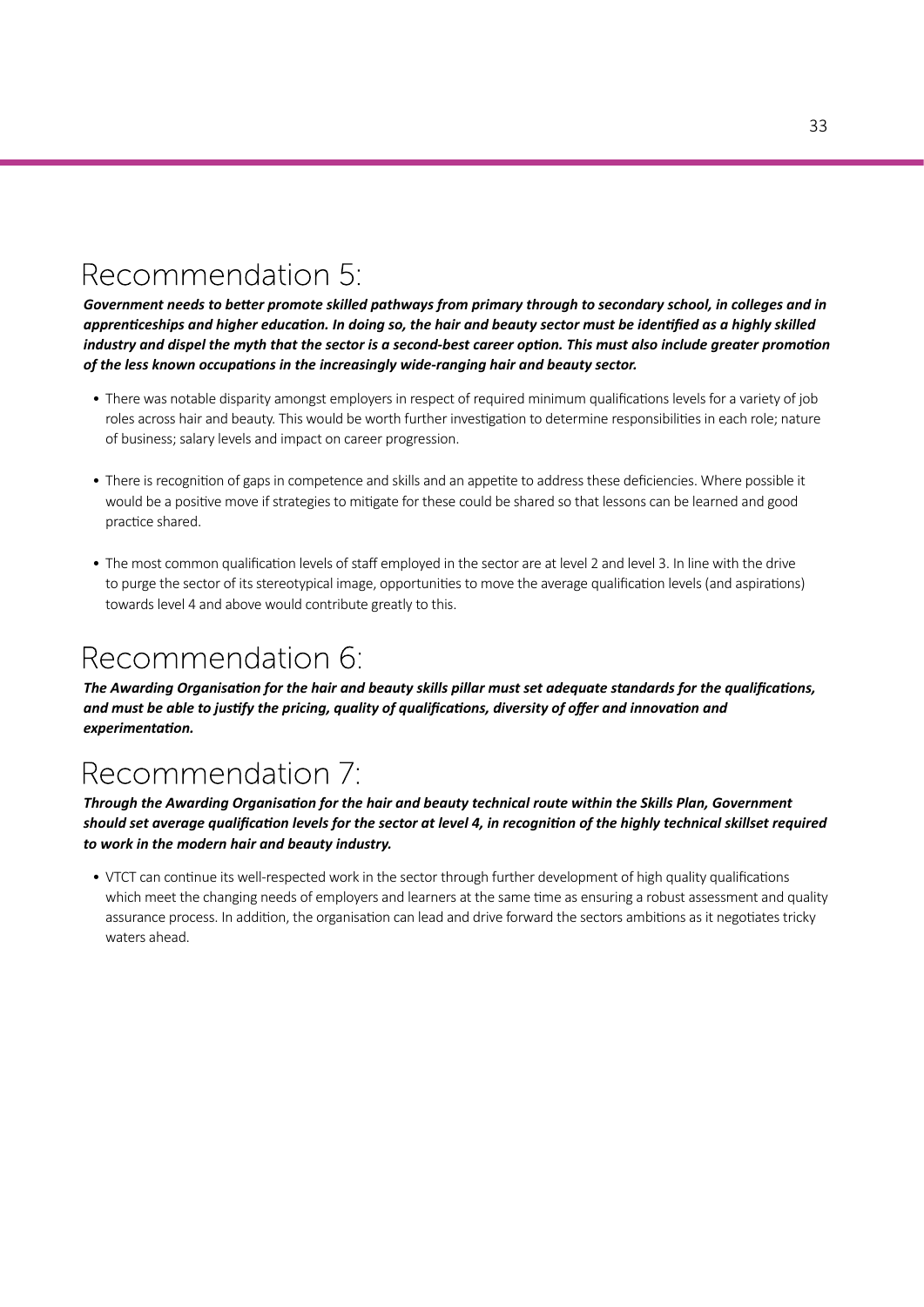## Recommendation 5:

***Government needs to better promote skilled pathways from primary through to secondary school, in colleges and in apprenticeships and higher education. In doing so, the hair and beauty sector must be identified as a highly skilled industry and dispel the myth that the sector is a second-best career option. This must also include greater promotion of the less known occupations in the increasingly wide-ranging hair and beauty sector.***

- There was notable disparity amongst employers in respect of required minimum qualifications levels for a variety of job roles across hair and beauty. This would be worth further investigation to determine responsibilities in each role; nature of business; salary levels and impact on career progression.
- There is recognition of gaps in competence and skills and an appetite to address these deficiencies. Where possible it would be a positive move if strategies to mitigate for these could be shared so that lessons can be learned and good practice shared.
- The most common qualification levels of staff employed in the sector are at level 2 and level 3. In line with the drive to purge the sector of its stereotypical image, opportunities to move the average qualification levels (and aspirations) towards level 4 and above would contribute greatly to this.

## Recommendation 6:

***The Awarding Organisation for the hair and beauty skills pillar must set adequate standards for the qualifications, and must be able to justify the pricing, quality of qualifications, diversity of offer and innovation and experimentation.***

## Recommendation 7:

***Through the Awarding Organisation for the hair and beauty technical route within the Skills Plan, Government should set average qualification levels for the sector at level 4, in recognition of the highly technical skillset required to work in the modern hair and beauty industry.***

- VTCT can continue its well-respected work in the sector through further development of high quality qualifications which meet the changing needs of employers and learners at the same time as ensuring a robust assessment and quality assurance process. In addition, the organisation can lead and drive forward the sectors ambitions as it negotiates tricky waters ahead.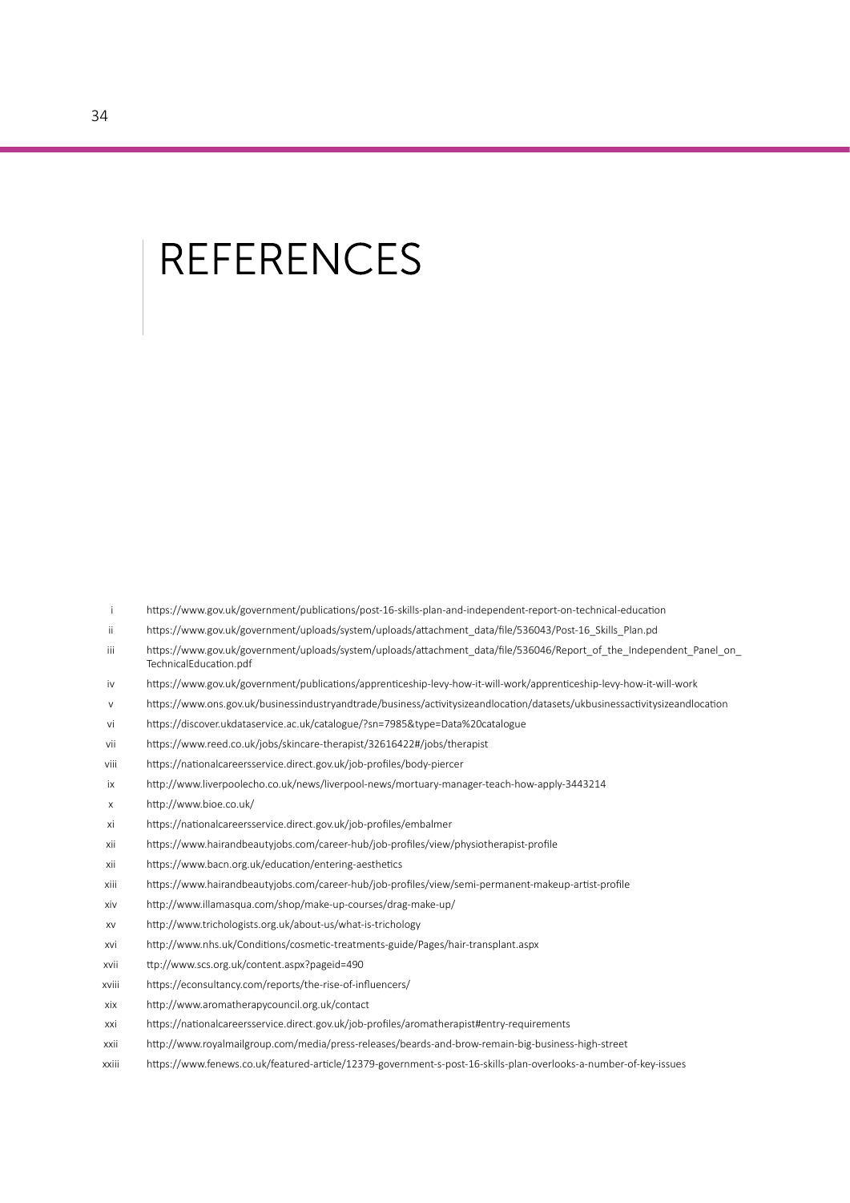# REFERENCES

i https://www.gov.uk/government/publications/post-16-skills-plan-and-independent-report-on-technical-education

ii https://www.gov.uk/government/uploads/system/uploads/attachment_data/file/536043/Post-16_Skills_Plan.pd

iii https://www.gov.uk/government/uploads/system/uploads/attachment_data/file/536046/Report_of_the_Independent_Panel_on_TechnicalEducation.pdf

iv https://www.gov.uk/government/publications/apprenticeship-levy-how-it-will-work/apprenticeship-levy-how-it-will-work

v https://www.ons.gov.uk/businessindustryandtrade/business/activitysizeandlocation/datasets/ukbusinessactivitysizeandlocation

vi https://discover.ukdataservice.ac.uk/catalogue/?sn=7985&type=Data%20catalogue

vii https://www.reed.co.uk/jobs/skincare-therapist/32616422#/jobs/therapist

viii https://nationalcareersservice.direct.gov.uk/job-profiles/body-piercer

ix http://www.liverpoolecho.co.uk/news/liverpool-news/mortuary-manager-teach-how-apply-3443214

x http://www.bioe.co.uk/

xi https://nationalcareersservice.direct.gov.uk/job-profiles/embalmer

xii https://www.hairandbeautyjobs.com/career-hub/job-profiles/view/physiotherapist-profile

xii https://www.bacn.org.uk/education/entering-aesthetics

xiii https://www.hairandbeautyjobs.com/career-hub/job-profiles/view/semi-permanent-makeup-artist-profile

xiv http://www.illamasqua.com/shop/make-up-courses/drag-make-up/

xv http://www.trichologists.org.uk/about-us/what-is-trichology

xvi http://www.nhs.uk/Conditions/cosmetic-treatments-guide/Pages/hair-transplant.aspx

xvii ttp://www.scs.org.uk/content.aspx?pageid=490

xviii https://econsultancy.com/reports/the-rise-of-influencers/

xix http://www.aromatherapycouncil.org.uk/contact

xxi https://nationalcareersservice.direct.gov.uk/job-profiles/aromatherapist#entry-requirements

xxii http://www.royalmailgroup.com/media/press-releases/beards-and-brow-remain-big-business-high-street

xxiii https://www.fenews.co.uk/featured-article/12379-government-s-post-16-skills-plan-overlooks-a-number-of-key-issues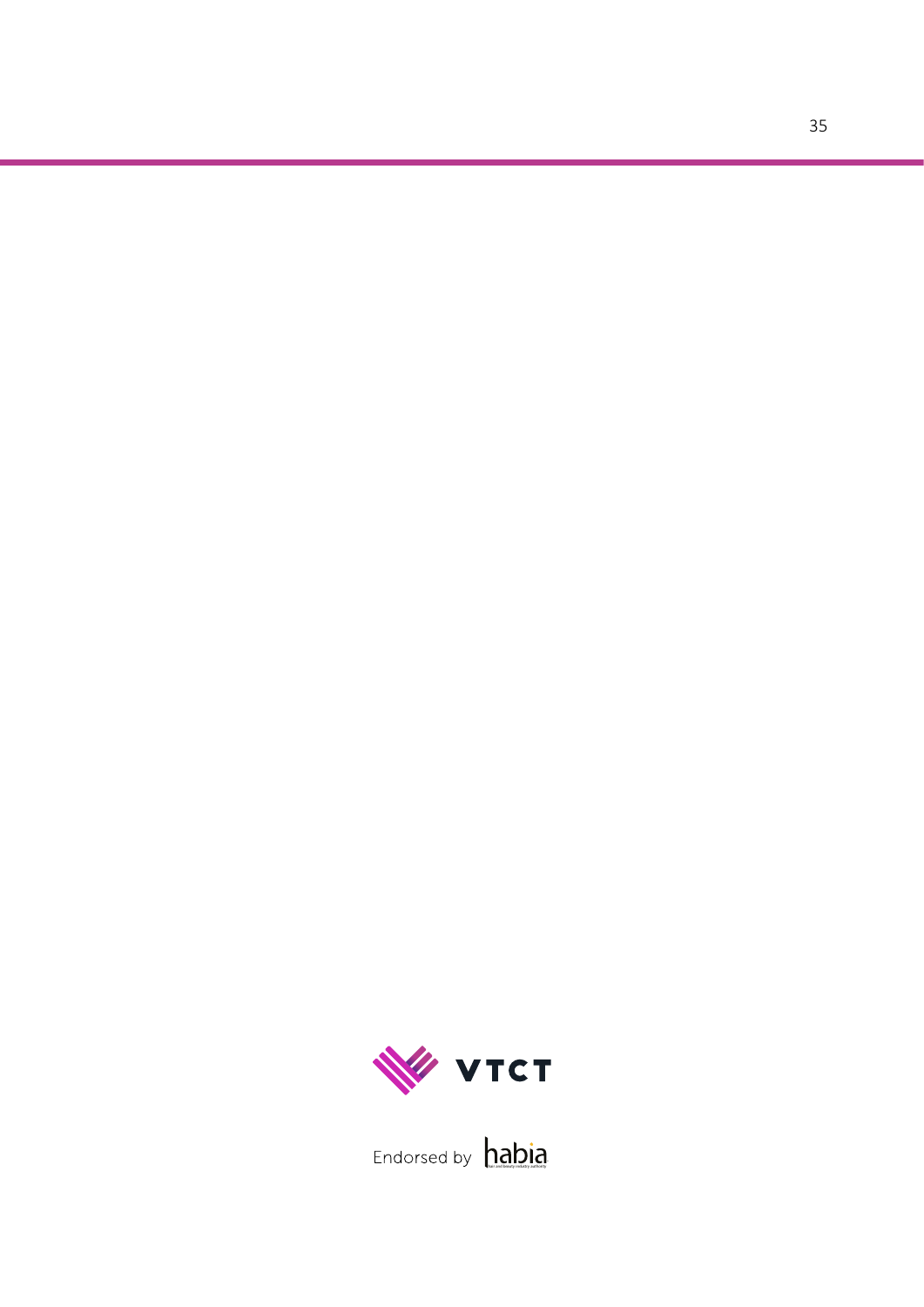VTCT

Endorsed by habia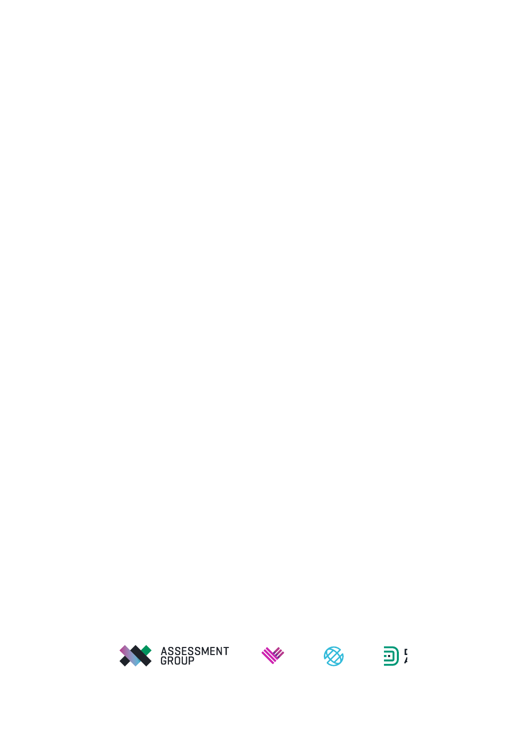ASSESSMENT GROUP